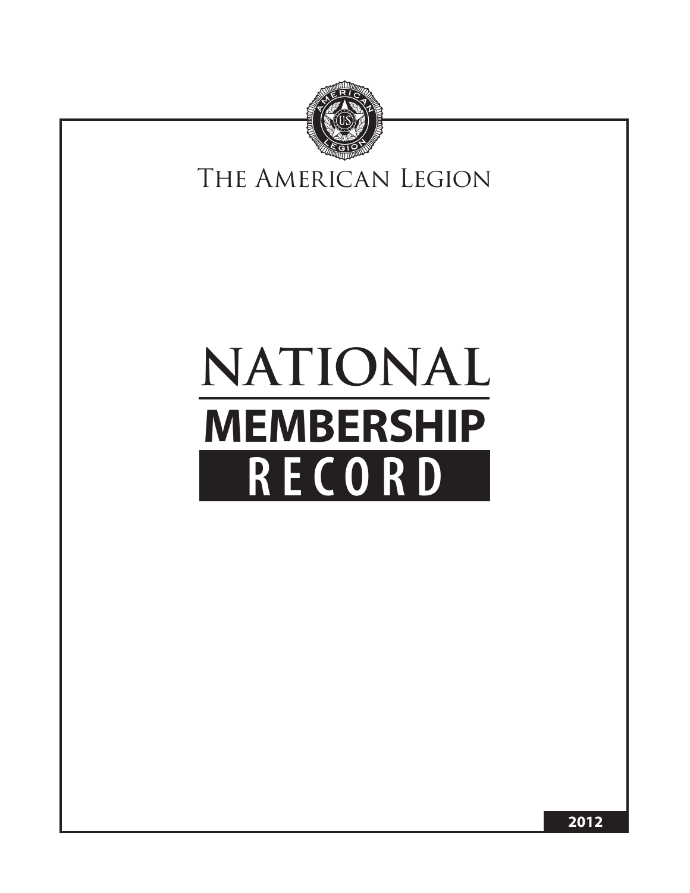THE AMERICAN LEGION

# NATIONAL MEMBERSHIP RECORD

2012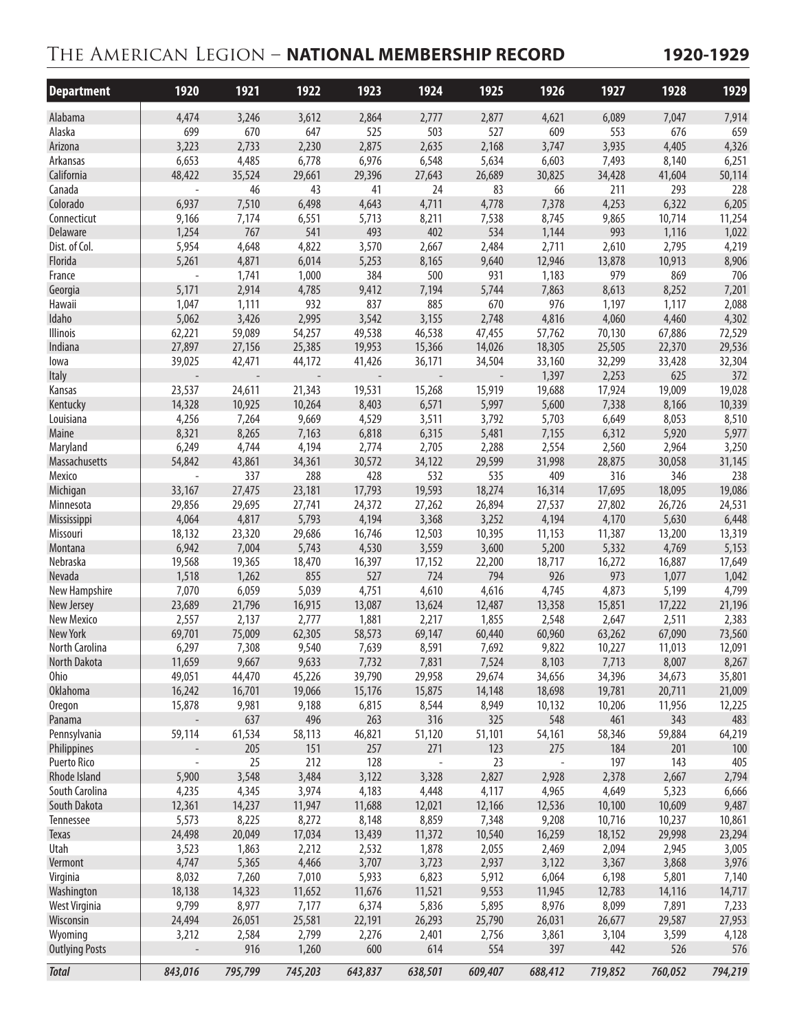# The American Legion – **NATIONAL MEMBERSHIP RECORD** 1920-1929

| Department | 1920 | 1921 | 1922 | 1923 | 1924 | 1925 | 1926 | 1927 | 1928 | 1929 |
|---|---|---|---|---|---|---|---|---|---|---|
| Alabama | 4,474 | 3,246 | 3,612 | 2,864 | 2,777 | 2,877 | 4,621 | 6,089 | 7,047 | 7,914 |
| Alaska | 699 | 670 | 647 | 525 | 503 | 527 | 609 | 553 | 676 | 659 |
| Arizona | 3,223 | 2,733 | 2,230 | 2,875 | 2,635 | 2,168 | 3,747 | 3,935 | 4,405 | 4,326 |
| Arkansas | 6,653 | 4,485 | 6,778 | 6,976 | 6,548 | 5,634 | 6,603 | 7,493 | 8,140 | 6,251 |
| California | 48,422 | 35,524 | 29,661 | 29,396 | 27,643 | 26,689 | 30,825 | 34,428 | 41,604 | 50,114 |
| Canada | - | 46 | 43 | 41 | 24 | 83 | 66 | 211 | 293 | 228 |
| Colorado | 6,937 | 7,510 | 6,498 | 4,643 | 4,711 | 4,778 | 7,378 | 4,253 | 6,322 | 6,205 |
| Connecticut | 9,166 | 7,174 | 6,551 | 5,713 | 8,211 | 7,538 | 8,745 | 9,865 | 10,714 | 11,254 |
| Delaware | 1,254 | 767 | 541 | 493 | 402 | 534 | 1,144 | 993 | 1,116 | 1,022 |
| Dist. of Col. | 5,954 | 4,648 | 4,822 | 3,570 | 2,667 | 2,484 | 2,711 | 2,610 | 2,795 | 4,219 |
| Florida | 5,261 | 4,871 | 6,014 | 5,253 | 8,165 | 9,640 | 12,946 | 13,878 | 10,913 | 8,906 |
| France | - | 1,741 | 1,000 | 384 | 500 | 931 | 1,183 | 979 | 869 | 706 |
| Georgia | 5,171 | 2,914 | 4,785 | 9,412 | 7,194 | 5,744 | 7,863 | 8,613 | 8,252 | 7,201 |
| Hawaii | 1,047 | 1,111 | 932 | 837 | 885 | 670 | 976 | 1,197 | 1,117 | 2,088 |
| Idaho | 5,062 | 3,426 | 2,995 | 3,542 | 3,155 | 2,748 | 4,816 | 4,060 | 4,460 | 4,302 |
| Illinois | 62,221 | 59,089 | 54,257 | 49,538 | 46,538 | 47,455 | 57,762 | 70,130 | 67,886 | 72,529 |
| Indiana | 27,897 | 27,156 | 25,385 | 19,953 | 15,366 | 14,026 | 18,305 | 25,505 | 22,370 | 29,536 |
| Iowa | 39,025 | 42,471 | 44,172 | 41,426 | 36,171 | 34,504 | 33,160 | 32,299 | 33,428 | 32,304 |
| Italy | - | - | - | - | - | - | 1,397 | 2,253 | 625 | 372 |
| Kansas | 23,537 | 24,611 | 21,343 | 19,531 | 15,268 | 15,919 | 19,688 | 17,924 | 19,009 | 19,028 |
| Kentucky | 14,328 | 10,925 | 10,264 | 8,403 | 6,571 | 5,997 | 5,600 | 7,338 | 8,166 | 10,339 |
| Louisiana | 4,256 | 7,264 | 9,669 | 4,529 | 3,511 | 3,792 | 5,703 | 6,649 | 8,053 | 8,510 |
| Maine | 8,321 | 8,265 | 7,163 | 6,818 | 6,315 | 5,481 | 7,155 | 6,312 | 5,920 | 5,977 |
| Maryland | 6,249 | 4,744 | 4,194 | 2,774 | 2,705 | 2,288 | 2,554 | 2,560 | 2,964 | 3,250 |
| Massachusetts | 54,842 | 43,861 | 34,361 | 30,572 | 34,122 | 29,599 | 31,998 | 28,875 | 30,058 | 31,145 |
| Mexico | - | 337 | 288 | 428 | 532 | 535 | 409 | 316 | 346 | 238 |
| Michigan | 33,167 | 27,475 | 23,181 | 17,793 | 19,593 | 18,274 | 16,314 | 17,695 | 18,095 | 19,086 |
| Minnesota | 29,856 | 29,695 | 27,741 | 24,372 | 27,262 | 26,894 | 27,537 | 27,802 | 26,726 | 24,531 |
| Mississippi | 4,064 | 4,817 | 5,793 | 4,194 | 3,368 | 3,252 | 4,194 | 4,170 | 5,630 | 6,448 |
| Missouri | 18,132 | 23,320 | 29,686 | 16,746 | 12,503 | 10,395 | 11,153 | 11,387 | 13,200 | 13,319 |
| Montana | 6,942 | 7,004 | 5,743 | 4,530 | 3,559 | 3,600 | 5,200 | 5,332 | 4,769 | 5,153 |
| Nebraska | 19,568 | 19,365 | 18,470 | 16,397 | 17,152 | 22,200 | 18,717 | 16,272 | 16,887 | 17,649 |
| Nevada | 1,518 | 1,262 | 855 | 527 | 724 | 794 | 926 | 973 | 1,077 | 1,042 |
| New Hampshire | 7,070 | 6,059 | 5,039 | 4,751 | 4,610 | 4,616 | 4,745 | 4,873 | 5,199 | 4,799 |
| New Jersey | 23,689 | 21,796 | 16,915 | 13,087 | 13,624 | 12,487 | 13,358 | 15,851 | 17,222 | 21,196 |
| New Mexico | 2,557 | 2,137 | 2,777 | 1,881 | 2,217 | 1,855 | 2,548 | 2,647 | 2,511 | 2,383 |
| New York | 69,701 | 75,009 | 62,305 | 58,573 | 69,147 | 60,440 | 60,960 | 63,262 | 67,090 | 73,560 |
| North Carolina | 6,297 | 7,308 | 9,540 | 7,639 | 8,591 | 7,692 | 9,822 | 10,227 | 11,013 | 12,091 |
| North Dakota | 11,659 | 9,667 | 9,633 | 7,732 | 7,831 | 7,524 | 8,103 | 7,713 | 8,007 | 8,267 |
| Ohio | 49,051 | 44,470 | 45,226 | 39,790 | 29,958 | 29,674 | 34,656 | 34,396 | 34,673 | 35,801 |
| Oklahoma | 16,242 | 16,701 | 19,066 | 15,176 | 15,875 | 14,148 | 18,698 | 19,781 | 20,711 | 21,009 |
| Oregon | 15,878 | 9,981 | 9,188 | 6,815 | 8,544 | 8,949 | 10,132 | 10,206 | 11,956 | 12,225 |
| Panama | - | 637 | 496 | 263 | 316 | 325 | 548 | 461 | 343 | 483 |
| Pennsylvania | 59,114 | 61,534 | 58,113 | 46,821 | 51,120 | 51,101 | 54,161 | 58,346 | 59,884 | 64,219 |
| Philippines | - | 205 | 151 | 257 | 271 | 123 | 275 | 184 | 201 | 100 |
| Puerto Rico | - | 25 | 212 | 128 | - | 23 | - | 197 | 143 | 405 |
| Rhode Island | 5,900 | 3,548 | 3,484 | 3,122 | 3,328 | 2,827 | 2,928 | 2,378 | 2,667 | 2,794 |
| South Carolina | 4,235 | 4,345 | 3,974 | 4,183 | 4,448 | 4,117 | 4,965 | 4,649 | 5,323 | 6,666 |
| South Dakota | 12,361 | 14,237 | 11,947 | 11,688 | 12,021 | 12,166 | 12,536 | 10,100 | 10,609 | 9,487 |
| Tennessee | 5,573 | 8,225 | 8,272 | 8,148 | 8,859 | 7,348 | 9,208 | 10,716 | 10,237 | 10,861 |
| Texas | 24,498 | 20,049 | 17,034 | 13,439 | 11,372 | 10,540 | 16,259 | 18,152 | 29,998 | 23,294 |
| Utah | 3,523 | 1,863 | 2,212 | 2,532 | 1,878 | 2,055 | 2,469 | 2,094 | 2,945 | 3,005 |
| Vermont | 4,747 | 5,365 | 4,466 | 3,707 | 3,723 | 2,937 | 3,122 | 3,367 | 3,868 | 3,976 |
| Virginia | 8,032 | 7,260 | 7,010 | 5,933 | 6,823 | 5,912 | 6,064 | 6,198 | 5,801 | 7,140 |
| Washington | 18,138 | 14,323 | 11,652 | 11,676 | 11,521 | 9,553 | 11,945 | 12,783 | 14,116 | 14,717 |
| West Virginia | 9,799 | 8,977 | 7,177 | 6,374 | 5,836 | 5,895 | 8,976 | 8,099 | 7,891 | 7,233 |
| Wisconsin | 24,494 | 26,051 | 25,581 | 22,191 | 26,293 | 25,790 | 26,031 | 26,677 | 29,587 | 27,953 |
| Wyoming | 3,212 | 2,584 | 2,799 | 2,276 | 2,401 | 2,756 | 3,861 | 3,104 | 3,599 | 4,128 |
| Outlying Posts | - | 916 | 1,260 | 600 | 614 | 554 | 397 | 442 | 526 | 576 |
| ***Total*** | ***843,016*** | ***795,799*** | ***745,203*** | ***643,837*** | ***638,501*** | ***609,407*** | ***688,412*** | ***719,852*** | ***760,052*** | ***794,219*** |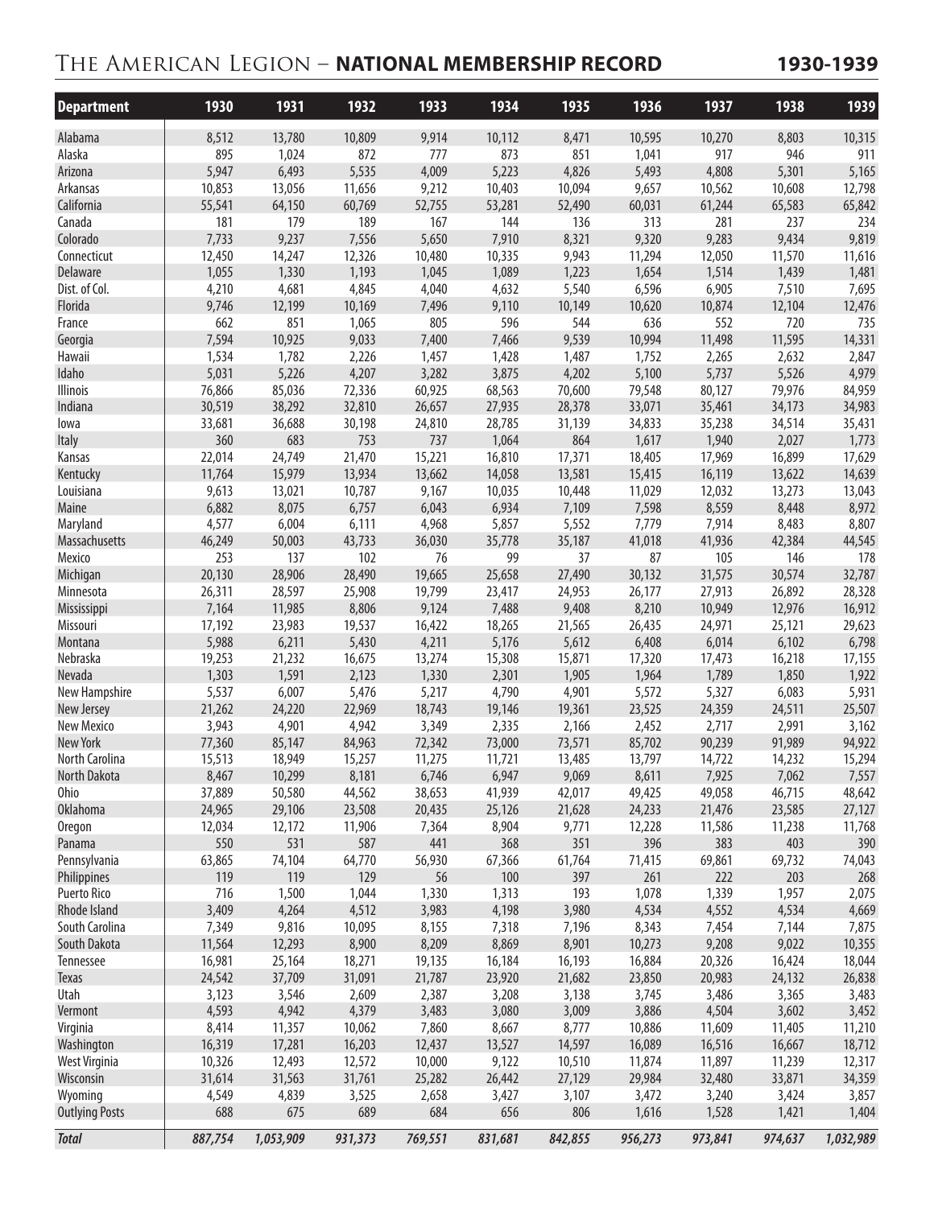# The American Legion – NATIONAL MEMBERSHIP RECORD 1930-1939

| Department | 1930 | 1931 | 1932 | 1933 | 1934 | 1935 | 1936 | 1937 | 1938 | 1939 |
|---|---|---|---|---|---|---|---|---|---|---|
| Alabama | 8,512 | 13,780 | 10,809 | 9,914 | 10,112 | 8,471 | 10,595 | 10,270 | 8,803 | 10,315 |
| Alaska | 895 | 1,024 | 872 | 777 | 873 | 851 | 1,041 | 917 | 946 | 911 |
| Arizona | 5,947 | 6,493 | 5,535 | 4,009 | 5,223 | 4,826 | 5,493 | 4,808 | 5,301 | 5,165 |
| Arkansas | 10,853 | 13,056 | 11,656 | 9,212 | 10,403 | 10,094 | 9,657 | 10,562 | 10,608 | 12,798 |
| California | 55,541 | 64,150 | 60,769 | 52,755 | 53,281 | 52,490 | 60,031 | 61,244 | 65,583 | 65,842 |
| Canada | 181 | 179 | 189 | 167 | 144 | 136 | 313 | 281 | 237 | 234 |
| Colorado | 7,733 | 9,237 | 7,556 | 5,650 | 7,910 | 8,321 | 9,320 | 9,283 | 9,434 | 9,819 |
| Connecticut | 12,450 | 14,247 | 12,326 | 10,480 | 10,335 | 9,943 | 11,294 | 12,050 | 11,570 | 11,616 |
| Delaware | 1,055 | 1,330 | 1,193 | 1,045 | 1,089 | 1,223 | 1,654 | 1,514 | 1,439 | 1,481 |
| Dist. of Col. | 4,210 | 4,681 | 4,845 | 4,040 | 4,632 | 5,540 | 6,596 | 6,905 | 7,510 | 7,695 |
| Florida | 9,746 | 12,199 | 10,169 | 7,496 | 9,110 | 10,149 | 10,620 | 10,874 | 12,104 | 12,476 |
| France | 662 | 851 | 1,065 | 805 | 596 | 544 | 636 | 552 | 720 | 735 |
| Georgia | 7,594 | 10,925 | 9,033 | 7,400 | 7,466 | 9,539 | 10,994 | 11,498 | 11,595 | 14,331 |
| Hawaii | 1,534 | 1,782 | 2,226 | 1,457 | 1,428 | 1,487 | 1,752 | 2,265 | 2,632 | 2,847 |
| Idaho | 5,031 | 5,226 | 4,207 | 3,282 | 3,875 | 4,202 | 5,100 | 5,737 | 5,526 | 4,979 |
| Illinois | 76,866 | 85,036 | 72,336 | 60,925 | 68,563 | 70,600 | 79,548 | 80,127 | 79,976 | 84,959 |
| Indiana | 30,519 | 38,292 | 32,810 | 26,657 | 27,935 | 28,378 | 33,071 | 35,461 | 34,173 | 34,983 |
| Iowa | 33,681 | 36,688 | 30,198 | 24,810 | 28,785 | 31,139 | 34,833 | 35,238 | 34,514 | 35,431 |
| Italy | 360 | 683 | 753 | 737 | 1,064 | 864 | 1,617 | 1,940 | 2,027 | 1,773 |
| Kansas | 22,014 | 24,749 | 21,470 | 15,221 | 16,810 | 17,371 | 18,405 | 17,969 | 16,899 | 17,629 |
| Kentucky | 11,764 | 15,979 | 13,934 | 13,662 | 14,058 | 13,581 | 15,415 | 16,119 | 13,622 | 14,639 |
| Louisiana | 9,613 | 13,021 | 10,787 | 9,167 | 10,035 | 10,448 | 11,029 | 12,032 | 13,273 | 13,043 |
| Maine | 6,882 | 8,075 | 6,757 | 6,043 | 6,934 | 7,109 | 7,598 | 8,559 | 8,448 | 8,972 |
| Maryland | 4,577 | 6,004 | 6,111 | 4,968 | 5,857 | 5,552 | 7,779 | 7,914 | 8,483 | 8,807 |
| Massachusetts | 46,249 | 50,003 | 43,733 | 36,030 | 35,778 | 35,187 | 41,018 | 41,936 | 42,384 | 44,545 |
| Mexico | 253 | 137 | 102 | 76 | 99 | 37 | 87 | 105 | 146 | 178 |
| Michigan | 20,130 | 28,906 | 28,490 | 19,665 | 25,658 | 27,490 | 30,132 | 31,575 | 30,574 | 32,787 |
| Minnesota | 26,311 | 28,597 | 25,908 | 19,799 | 23,417 | 24,953 | 26,177 | 27,913 | 26,892 | 28,328 |
| Mississippi | 7,164 | 11,985 | 8,806 | 9,124 | 7,488 | 9,408 | 8,210 | 10,949 | 12,976 | 16,912 |
| Missouri | 17,192 | 23,983 | 19,537 | 16,422 | 18,265 | 21,565 | 26,435 | 24,971 | 25,121 | 29,623 |
| Montana | 5,988 | 6,211 | 5,430 | 4,211 | 5,176 | 5,612 | 6,408 | 6,014 | 6,102 | 6,798 |
| Nebraska | 19,253 | 21,232 | 16,675 | 13,274 | 15,308 | 15,871 | 17,320 | 17,473 | 16,218 | 17,155 |
| Nevada | 1,303 | 1,591 | 2,123 | 1,330 | 2,301 | 1,905 | 1,964 | 1,789 | 1,850 | 1,922 |
| New Hampshire | 5,537 | 6,007 | 5,476 | 5,217 | 4,790 | 4,901 | 5,572 | 5,327 | 6,083 | 5,931 |
| New Jersey | 21,262 | 24,220 | 22,969 | 18,743 | 19,146 | 19,361 | 23,525 | 24,359 | 24,511 | 25,507 |
| New Mexico | 3,943 | 4,901 | 4,942 | 3,349 | 2,335 | 2,166 | 2,452 | 2,717 | 2,991 | 3,162 |
| New York | 77,360 | 85,147 | 84,963 | 72,342 | 73,000 | 73,571 | 85,702 | 90,239 | 91,989 | 94,922 |
| North Carolina | 15,513 | 18,949 | 15,257 | 11,275 | 11,721 | 13,485 | 13,797 | 14,722 | 14,232 | 15,294 |
| North Dakota | 8,467 | 10,299 | 8,181 | 6,746 | 6,947 | 9,069 | 8,611 | 7,925 | 7,062 | 7,557 |
| Ohio | 37,889 | 50,580 | 44,562 | 38,653 | 41,939 | 42,017 | 49,425 | 49,058 | 46,715 | 48,642 |
| Oklahoma | 24,965 | 29,106 | 23,508 | 20,435 | 25,126 | 21,628 | 24,233 | 21,476 | 23,585 | 27,127 |
| Oregon | 12,034 | 12,172 | 11,906 | 7,364 | 8,904 | 9,771 | 12,228 | 11,586 | 11,238 | 11,768 |
| Panama | 550 | 531 | 587 | 441 | 368 | 351 | 396 | 383 | 403 | 390 |
| Pennsylvania | 63,865 | 74,104 | 64,770 | 56,930 | 67,366 | 61,764 | 71,415 | 69,861 | 69,732 | 74,043 |
| Philippines | 119 | 119 | 129 | 56 | 100 | 397 | 261 | 222 | 203 | 268 |
| Puerto Rico | 716 | 1,500 | 1,044 | 1,330 | 1,313 | 193 | 1,078 | 1,339 | 1,957 | 2,075 |
| Rhode Island | 3,409 | 4,264 | 4,512 | 3,983 | 4,198 | 3,980 | 4,534 | 4,552 | 4,534 | 4,669 |
| South Carolina | 7,349 | 9,816 | 10,095 | 8,155 | 7,318 | 7,196 | 8,343 | 7,454 | 7,144 | 7,875 |
| South Dakota | 11,564 | 12,293 | 8,900 | 8,209 | 8,869 | 8,901 | 10,273 | 9,208 | 9,022 | 10,355 |
| Tennessee | 16,981 | 25,164 | 18,271 | 19,135 | 16,184 | 16,193 | 16,884 | 20,326 | 16,424 | 18,044 |
| Texas | 24,542 | 37,709 | 31,091 | 21,787 | 23,920 | 21,682 | 23,850 | 20,983 | 24,132 | 26,838 |
| Utah | 3,123 | 3,546 | 2,609 | 2,387 | 3,208 | 3,138 | 3,745 | 3,486 | 3,365 | 3,483 |
| Vermont | 4,593 | 4,942 | 4,379 | 3,483 | 3,080 | 3,009 | 3,886 | 4,504 | 3,602 | 3,452 |
| Virginia | 8,414 | 11,357 | 10,062 | 7,860 | 8,667 | 8,777 | 10,886 | 11,609 | 11,405 | 11,210 |
| Washington | 16,319 | 17,281 | 16,203 | 12,437 | 13,527 | 14,597 | 16,089 | 16,516 | 16,667 | 18,712 |
| West Virginia | 10,326 | 12,493 | 12,572 | 10,000 | 9,122 | 10,510 | 11,874 | 11,897 | 11,239 | 12,317 |
| Wisconsin | 31,614 | 31,563 | 31,761 | 25,282 | 26,442 | 27,129 | 29,984 | 32,480 | 33,871 | 34,359 |
| Wyoming | 4,549 | 4,839 | 3,525 | 2,658 | 3,427 | 3,107 | 3,472 | 3,240 | 3,424 | 3,857 |
| Outlying Posts | 688 | 675 | 689 | 684 | 656 | 806 | 1,616 | 1,528 | 1,421 | 1,404 |
| ***Total*** | ***887,754*** | ***1,053,909*** | ***931,373*** | ***769,551*** | ***831,681*** | ***842,855*** | ***956,273*** | ***973,841*** | ***974,637*** | ***1,032,989*** |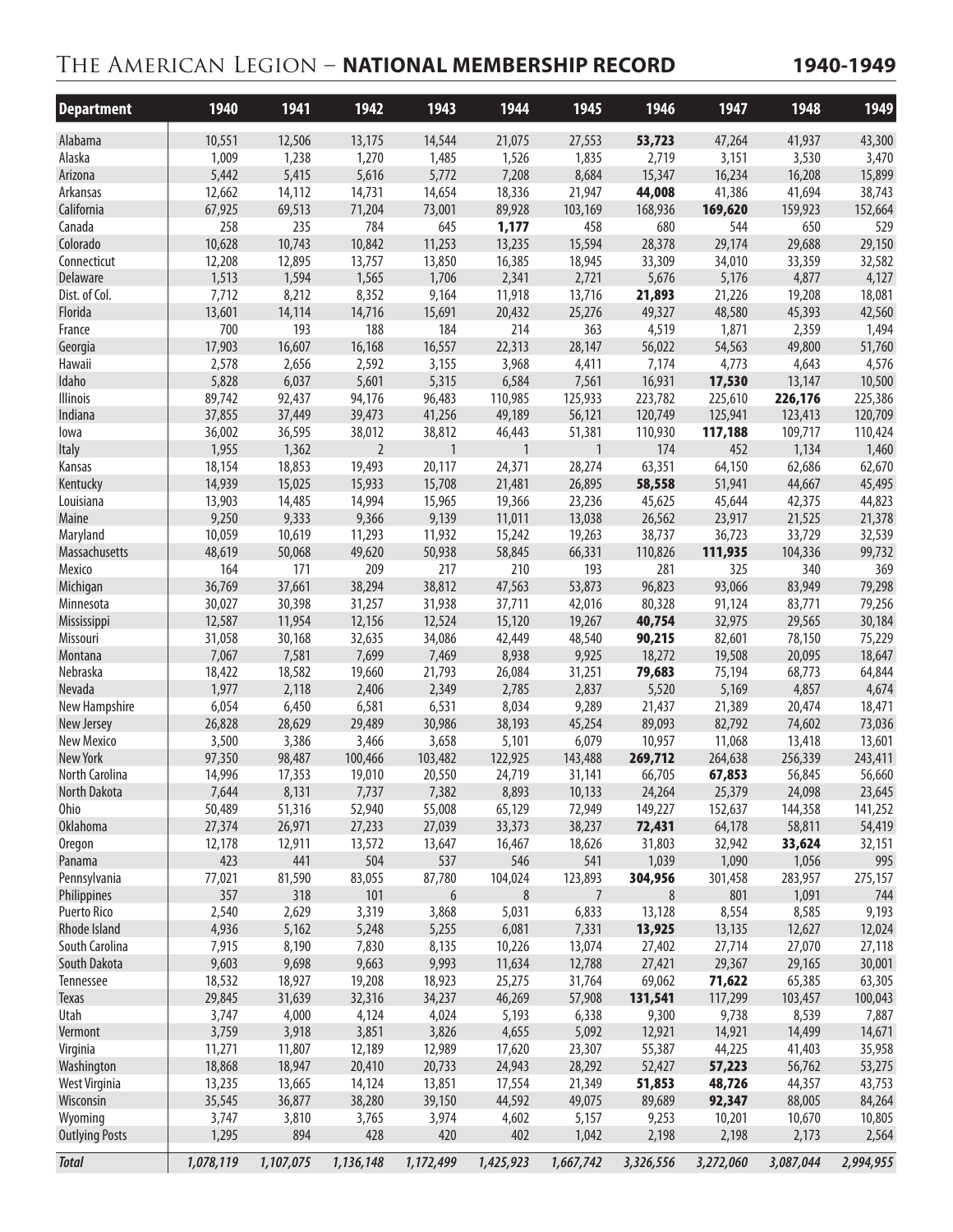# The American Legion – **NATIONAL MEMBERSHIP RECORD** 1940-1949

| Department | 1940 | 1941 | 1942 | 1943 | 1944 | 1945 | 1946 | 1947 | 1948 | 1949 |
|---|---|---|---|---|---|---|---|---|---|---|
| Alabama | 10,551 | 12,506 | 13,175 | 14,544 | 21,075 | 27,553 | **53,723** | 47,264 | 41,937 | 43,300 |
| Alaska | 1,009 | 1,238 | 1,270 | 1,485 | 1,526 | 1,835 | 2,719 | 3,151 | 3,530 | 3,470 |
| Arizona | 5,442 | 5,415 | 5,616 | 5,772 | 7,208 | 8,684 | 15,347 | 16,234 | 16,208 | 15,899 |
| Arkansas | 12,662 | 14,112 | 14,731 | 14,654 | 18,336 | 21,947 | **44,008** | 41,386 | 41,694 | 38,743 |
| California | 67,925 | 69,513 | 71,204 | 73,001 | 89,928 | 103,169 | 168,936 | **169,620** | 159,923 | 152,664 |
| Canada | 258 | 235 | 784 | 645 | **1,177** | 458 | 680 | 544 | 650 | 529 |
| Colorado | 10,628 | 10,743 | 10,842 | 11,253 | 13,235 | 15,594 | 28,378 | 29,174 | 29,688 | 29,150 |
| Connecticut | 12,208 | 12,895 | 13,757 | 13,850 | 16,385 | 18,945 | 33,309 | 34,010 | 33,359 | 32,582 |
| Delaware | 1,513 | 1,594 | 1,565 | 1,706 | 2,341 | 2,721 | 5,676 | 5,176 | 4,877 | 4,127 |
| Dist. of Col. | 7,712 | 8,212 | 8,352 | 9,164 | 11,918 | 13,716 | **21,893** | 21,226 | 19,208 | 18,081 |
| Florida | 13,601 | 14,114 | 14,716 | 15,691 | 20,432 | 25,276 | 49,327 | 48,580 | 45,393 | 42,560 |
| France | 700 | 193 | 188 | 184 | 214 | 363 | 4,519 | 1,871 | 2,359 | 1,494 |
| Georgia | 17,903 | 16,607 | 16,168 | 16,557 | 22,313 | 28,147 | 56,022 | 54,563 | 49,800 | 51,760 |
| Hawaii | 2,578 | 2,656 | 2,592 | 3,155 | 3,968 | 4,411 | 7,174 | 4,773 | 4,643 | 4,576 |
| Idaho | 5,828 | 6,037 | 5,601 | 5,315 | 6,584 | 7,561 | 16,931 | **17,530** | 13,147 | 10,500 |
| Illinois | 89,742 | 92,437 | 94,176 | 96,483 | 110,985 | 125,933 | 223,782 | 225,610 | **226,176** | 225,386 |
| Indiana | 37,855 | 37,449 | 39,473 | 41,256 | 49,189 | 56,121 | 120,749 | 125,941 | 123,413 | 120,709 |
| Iowa | 36,002 | 36,595 | 38,012 | 38,812 | 46,443 | 51,381 | 110,930 | **117,188** | 109,717 | 110,424 |
| Italy | 1,955 | 1,362 | 2 | 1 | 1 | 1 | 174 | 452 | 1,134 | 1,460 |
| Kansas | 18,154 | 18,853 | 19,493 | 20,117 | 24,371 | 28,274 | 63,351 | 64,150 | 62,686 | 62,670 |
| Kentucky | 14,939 | 15,025 | 15,933 | 15,708 | 21,481 | 26,895 | **58,558** | 51,941 | 44,667 | 45,495 |
| Louisiana | 13,903 | 14,485 | 14,994 | 15,965 | 19,366 | 23,236 | 45,625 | 45,644 | 42,375 | 44,823 |
| Maine | 9,250 | 9,333 | 9,366 | 9,139 | 11,011 | 13,038 | 26,562 | 23,917 | 21,525 | 21,378 |
| Maryland | 10,059 | 10,619 | 11,293 | 11,932 | 15,242 | 19,263 | 38,737 | 36,723 | 33,729 | 32,539 |
| Massachusetts | 48,619 | 50,068 | 49,620 | 50,938 | 58,845 | 66,331 | 110,826 | **111,935** | 104,336 | 99,732 |
| Mexico | 164 | 171 | 209 | 217 | 210 | 193 | 281 | 325 | 340 | 369 |
| Michigan | 36,769 | 37,661 | 38,294 | 38,812 | 47,563 | 53,873 | 96,823 | 93,066 | 83,949 | 79,298 |
| Minnesota | 30,027 | 30,398 | 31,257 | 31,938 | 37,711 | 42,016 | 80,328 | 91,124 | 83,771 | 79,256 |
| Mississippi | 12,587 | 11,954 | 12,156 | 12,524 | 15,120 | 19,267 | **40,754** | 32,975 | 29,565 | 30,184 |
| Missouri | 31,058 | 30,168 | 32,635 | 34,086 | 42,449 | 48,540 | **90,215** | 82,601 | 78,150 | 75,229 |
| Montana | 7,067 | 7,581 | 7,699 | 7,469 | 8,938 | 9,925 | 18,272 | 19,508 | 20,095 | 18,647 |
| Nebraska | 18,422 | 18,582 | 19,660 | 21,793 | 26,084 | 31,251 | **79,683** | 75,194 | 68,773 | 64,844 |
| Nevada | 1,977 | 2,118 | 2,406 | 2,349 | 2,785 | 2,837 | 5,520 | 5,169 | 4,857 | 4,674 |
| New Hampshire | 6,054 | 6,450 | 6,581 | 6,531 | 8,034 | 9,289 | 21,437 | 21,389 | 20,474 | 18,471 |
| New Jersey | 26,828 | 28,629 | 29,489 | 30,986 | 38,193 | 45,254 | 89,093 | 82,792 | 74,602 | 73,036 |
| New Mexico | 3,500 | 3,386 | 3,466 | 3,658 | 5,101 | 6,079 | 10,957 | 11,068 | 13,418 | 13,601 |
| New York | 97,350 | 98,487 | 100,466 | 103,482 | 122,925 | 143,488 | **269,712** | 264,638 | 256,339 | 243,411 |
| North Carolina | 14,996 | 17,353 | 19,010 | 20,550 | 24,719 | 31,141 | 66,705 | **67,853** | 56,845 | 56,660 |
| North Dakota | 7,644 | 8,131 | 7,737 | 7,382 | 8,893 | 10,133 | 24,264 | 25,379 | 24,098 | 23,645 |
| Ohio | 50,489 | 51,316 | 52,940 | 55,008 | 65,129 | 72,949 | 149,227 | 152,637 | 144,358 | 141,252 |
| Oklahoma | 27,374 | 26,971 | 27,233 | 27,039 | 33,373 | 38,237 | **72,431** | 64,178 | 58,811 | 54,419 |
| Oregon | 12,178 | 12,911 | 13,572 | 13,647 | 16,467 | 18,626 | 31,803 | 32,942 | **33,624** | 32,151 |
| Panama | 423 | 441 | 504 | 537 | 546 | 541 | 1,039 | 1,090 | 1,056 | 995 |
| Pennsylvania | 77,021 | 81,590 | 83,055 | 87,780 | 104,024 | 123,893 | **304,956** | 301,458 | 283,957 | 275,157 |
| Philippines | 357 | 318 | 101 | 6 | 8 | 7 | 8 | 801 | 1,091 | 744 |
| Puerto Rico | 2,540 | 2,629 | 3,319 | 3,868 | 5,031 | 6,833 | 13,128 | 8,554 | 8,585 | 9,193 |
| Rhode Island | 4,936 | 5,162 | 5,248 | 5,255 | 6,081 | 7,331 | **13,925** | 13,135 | 12,627 | 12,024 |
| South Carolina | 7,915 | 8,190 | 7,830 | 8,135 | 10,226 | 13,074 | 27,402 | 27,714 | 27,070 | 27,118 |
| South Dakota | 9,603 | 9,698 | 9,663 | 9,993 | 11,634 | 12,788 | 27,421 | 29,367 | 29,165 | 30,001 |
| Tennessee | 18,532 | 18,927 | 19,208 | 18,923 | 25,275 | 31,764 | 69,062 | **71,622** | 65,385 | 63,305 |
| Texas | 29,845 | 31,639 | 32,316 | 34,237 | 46,269 | 57,908 | **131,541** | 117,299 | 103,457 | 100,043 |
| Utah | 3,747 | 4,000 | 4,124 | 4,024 | 5,193 | 6,338 | 9,300 | 9,738 | 8,539 | 7,887 |
| Vermont | 3,759 | 3,918 | 3,851 | 3,826 | 4,655 | 5,092 | 12,921 | 14,921 | 14,499 | 14,671 |
| Virginia | 11,271 | 11,807 | 12,189 | 12,989 | 17,620 | 23,307 | 55,387 | 44,225 | 41,403 | 35,958 |
| Washington | 18,868 | 18,947 | 20,410 | 20,733 | 24,943 | 28,292 | 52,427 | **57,223** | 56,762 | 53,275 |
| West Virginia | 13,235 | 13,665 | 14,124 | 13,851 | 17,554 | 21,349 | **51,853** | **48,726** | 44,357 | 43,753 |
| Wisconsin | 35,545 | 36,877 | 38,280 | 39,150 | 44,592 | 49,075 | 89,689 | **92,347** | 88,005 | 84,264 |
| Wyoming | 3,747 | 3,810 | 3,765 | 3,974 | 4,602 | 5,157 | 9,253 | 10,201 | 10,670 | 10,805 |
| Outlying Posts | 1,295 | 894 | 428 | 420 | 402 | 1,042 | 2,198 | 2,198 | 2,173 | 2,564 |
| ***Total*** | ***1,078,119*** | ***1,107,075*** | ***1,136,148*** | ***1,172,499*** | ***1,425,923*** | ***1,667,742*** | ***3,326,556*** | ***3,272,060*** | ***3,087,044*** | ***2,994,955*** |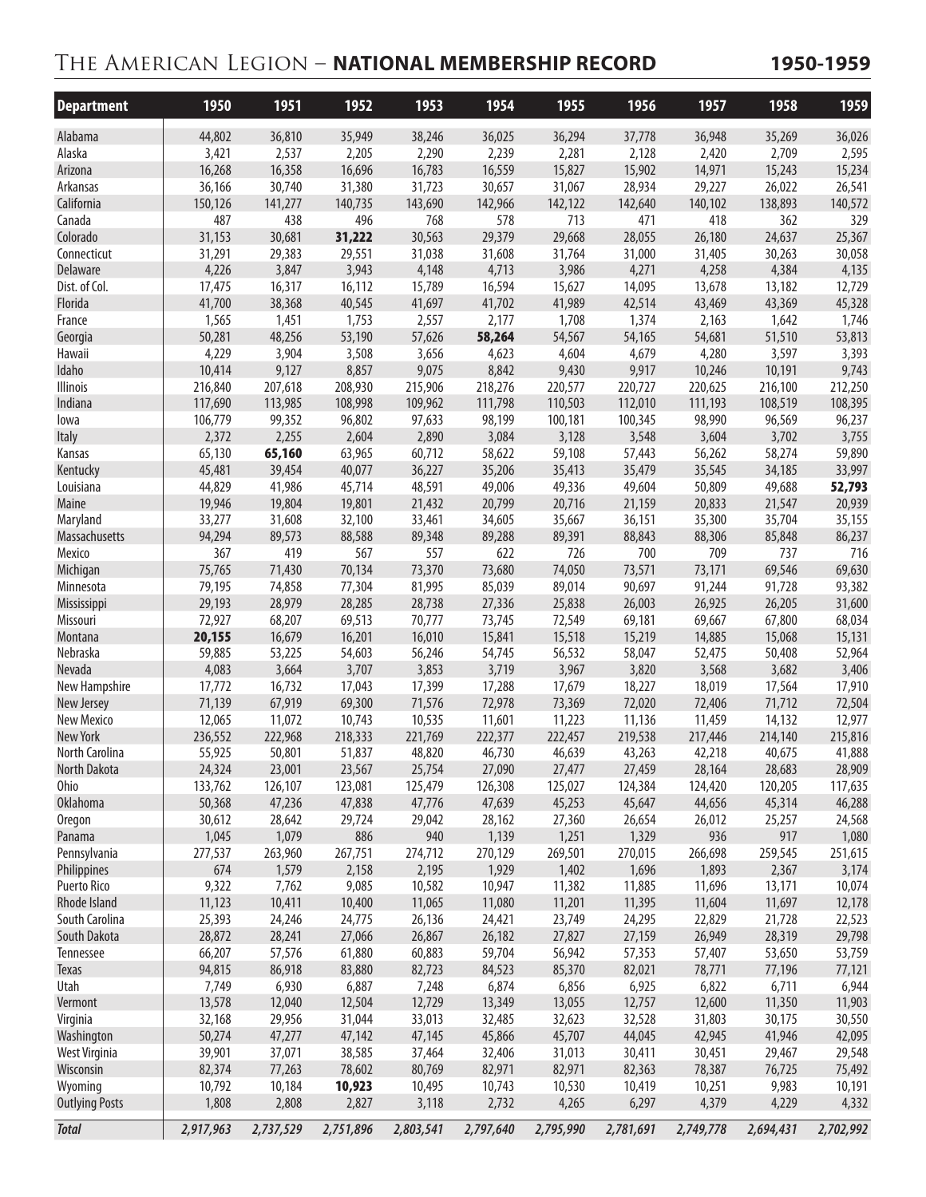# The American Legion – **NATIONAL MEMBERSHIP RECORD** 1950-1959

| Department | 1950 | 1951 | 1952 | 1953 | 1954 | 1955 | 1956 | 1957 | 1958 | 1959 |
|---|---|---|---|---|---|---|---|---|---|---|
| Alabama | 44,802 | 36,810 | 35,949 | 38,246 | 36,025 | 36,294 | 37,778 | 36,948 | 35,269 | 36,026 |
| Alaska | 3,421 | 2,537 | 2,205 | 2,290 | 2,239 | 2,281 | 2,128 | 2,420 | 2,709 | 2,595 |
| Arizona | 16,268 | 16,358 | 16,696 | 16,783 | 16,559 | 15,827 | 15,902 | 14,971 | 15,243 | 15,234 |
| Arkansas | 36,166 | 30,740 | 31,380 | 31,723 | 30,657 | 31,067 | 28,934 | 29,227 | 26,022 | 26,541 |
| California | 150,126 | 141,277 | 140,735 | 143,690 | 142,966 | 142,122 | 142,640 | 140,102 | 138,893 | 140,572 |
| Canada | 487 | 438 | 496 | 768 | 578 | 713 | 471 | 418 | 362 | 329 |
| Colorado | 31,153 | 30,681 | **31,222** | 30,563 | 29,379 | 29,668 | 28,055 | 26,180 | 24,637 | 25,367 |
| Connecticut | 31,291 | 29,383 | 29,551 | 31,038 | 31,608 | 31,764 | 31,000 | 31,405 | 30,263 | 30,058 |
| Delaware | 4,226 | 3,847 | 3,943 | 4,148 | 4,713 | 3,986 | 4,271 | 4,258 | 4,384 | 4,135 |
| Dist. of Col. | 17,475 | 16,317 | 16,112 | 15,789 | 16,594 | 15,627 | 14,095 | 13,678 | 13,182 | 12,729 |
| Florida | 41,700 | 38,368 | 40,545 | 41,697 | 41,702 | 41,989 | 42,514 | 43,469 | 43,369 | 45,328 |
| France | 1,565 | 1,451 | 1,753 | 2,557 | 2,177 | 1,708 | 1,374 | 2,163 | 1,642 | 1,746 |
| Georgia | 50,281 | 48,256 | 53,190 | 57,626 | **58,264** | 54,567 | 54,165 | 54,681 | 51,510 | 53,813 |
| Hawaii | 4,229 | 3,904 | 3,508 | 3,656 | 4,623 | 4,604 | 4,679 | 4,280 | 3,597 | 3,393 |
| Idaho | 10,414 | 9,127 | 8,857 | 9,075 | 8,842 | 9,430 | 9,917 | 10,246 | 10,191 | 9,743 |
| Illinois | 216,840 | 207,618 | 208,930 | 215,906 | 218,276 | 220,577 | 220,727 | 220,625 | 216,100 | 212,250 |
| Indiana | 117,690 | 113,985 | 108,998 | 109,962 | 111,798 | 110,503 | 112,010 | 111,193 | 108,519 | 108,395 |
| Iowa | 106,779 | 99,352 | 96,802 | 97,633 | 98,199 | 100,181 | 100,345 | 98,990 | 96,569 | 96,237 |
| Italy | 2,372 | 2,255 | 2,604 | 2,890 | 3,084 | 3,128 | 3,548 | 3,604 | 3,702 | 3,755 |
| Kansas | 65,130 | **65,160** | 63,965 | 60,712 | 58,622 | 59,108 | 57,443 | 56,262 | 58,274 | 59,890 |
| Kentucky | 45,481 | 39,454 | 40,077 | 36,227 | 35,206 | 35,413 | 35,479 | 35,545 | 34,185 | 33,997 |
| Louisiana | 44,829 | 41,986 | 45,714 | 48,591 | 49,006 | 49,336 | 49,604 | 50,809 | 49,688 | **52,793** |
| Maine | 19,946 | 19,804 | 19,801 | 21,432 | 20,799 | 20,716 | 21,159 | 20,833 | 21,547 | 20,939 |
| Maryland | 33,277 | 31,608 | 32,100 | 33,461 | 34,605 | 35,667 | 36,151 | 35,300 | 35,704 | 35,155 |
| Massachusetts | 94,294 | 89,573 | 88,588 | 89,348 | 89,288 | 89,391 | 88,843 | 88,306 | 85,848 | 86,237 |
| Mexico | 367 | 419 | 567 | 557 | 622 | 726 | 700 | 709 | 737 | 716 |
| Michigan | 75,765 | 71,430 | 70,134 | 73,370 | 73,680 | 74,050 | 73,571 | 73,171 | 69,546 | 69,630 |
| Minnesota | 79,195 | 74,858 | 77,304 | 81,995 | 85,039 | 89,014 | 90,697 | 91,244 | 91,728 | 93,382 |
| Mississippi | 29,193 | 28,979 | 28,285 | 28,738 | 27,336 | 25,838 | 26,003 | 26,925 | 26,205 | 31,600 |
| Missouri | 72,927 | 68,207 | 69,513 | 70,777 | 73,745 | 72,549 | 69,181 | 69,667 | 67,800 | 68,034 |
| Montana | **20,155** | 16,679 | 16,201 | 16,010 | 15,841 | 15,518 | 15,219 | 14,885 | 15,068 | 15,131 |
| Nebraska | 59,885 | 53,225 | 54,603 | 56,246 | 54,745 | 56,532 | 58,047 | 52,475 | 50,408 | 52,964 |
| Nevada | 4,083 | 3,664 | 3,707 | 3,853 | 3,719 | 3,967 | 3,820 | 3,568 | 3,682 | 3,406 |
| New Hampshire | 17,772 | 16,732 | 17,043 | 17,399 | 17,288 | 17,679 | 18,227 | 18,019 | 17,564 | 17,910 |
| New Jersey | 71,139 | 67,919 | 69,300 | 71,576 | 72,978 | 73,369 | 72,020 | 72,406 | 71,712 | 72,504 |
| New Mexico | 12,065 | 11,072 | 10,743 | 10,535 | 11,601 | 11,223 | 11,136 | 11,459 | 14,132 | 12,977 |
| New York | 236,552 | 222,968 | 218,333 | 221,769 | 222,377 | 222,457 | 219,538 | 217,446 | 214,140 | 215,816 |
| North Carolina | 55,925 | 50,801 | 51,837 | 48,820 | 46,730 | 46,639 | 43,263 | 42,218 | 40,675 | 41,888 |
| North Dakota | 24,324 | 23,001 | 23,567 | 25,754 | 27,090 | 27,477 | 27,459 | 28,164 | 28,683 | 28,909 |
| Ohio | 133,762 | 126,107 | 123,081 | 125,479 | 126,308 | 125,027 | 124,384 | 124,420 | 120,205 | 117,635 |
| Oklahoma | 50,368 | 47,236 | 47,838 | 47,776 | 47,639 | 45,253 | 45,647 | 44,656 | 45,314 | 46,288 |
| Oregon | 30,612 | 28,642 | 29,724 | 29,042 | 28,162 | 27,360 | 26,654 | 26,012 | 25,257 | 24,568 |
| Panama | 1,045 | 1,079 | 886 | 940 | 1,139 | 1,251 | 1,329 | 936 | 917 | 1,080 |
| Pennsylvania | 277,537 | 263,960 | 267,751 | 274,712 | 270,129 | 269,501 | 270,015 | 266,698 | 259,545 | 251,615 |
| Philippines | 674 | 1,579 | 2,158 | 2,195 | 1,929 | 1,402 | 1,696 | 1,893 | 2,367 | 3,174 |
| Puerto Rico | 9,322 | 7,762 | 9,085 | 10,582 | 10,947 | 11,382 | 11,885 | 11,696 | 13,171 | 10,074 |
| Rhode Island | 11,123 | 10,411 | 10,400 | 11,065 | 11,080 | 11,201 | 11,395 | 11,604 | 11,697 | 12,178 |
| South Carolina | 25,393 | 24,246 | 24,775 | 26,136 | 24,421 | 23,749 | 24,295 | 22,829 | 21,728 | 22,523 |
| South Dakota | 28,872 | 28,241 | 27,066 | 26,867 | 26,182 | 27,827 | 27,159 | 26,949 | 28,319 | 29,798 |
| Tennessee | 66,207 | 57,576 | 61,880 | 60,883 | 59,704 | 56,942 | 57,353 | 57,407 | 53,650 | 53,759 |
| Texas | 94,815 | 86,918 | 83,880 | 82,723 | 84,523 | 85,370 | 82,021 | 78,771 | 77,196 | 77,121 |
| Utah | 7,749 | 6,930 | 6,887 | 7,248 | 6,874 | 6,856 | 6,925 | 6,822 | 6,711 | 6,944 |
| Vermont | 13,578 | 12,040 | 12,504 | 12,729 | 13,349 | 13,055 | 12,757 | 12,600 | 11,350 | 11,903 |
| Virginia | 32,168 | 29,956 | 31,044 | 33,013 | 32,485 | 32,623 | 32,528 | 31,803 | 30,175 | 30,550 |
| Washington | 50,274 | 47,277 | 47,142 | 47,145 | 45,866 | 45,707 | 44,045 | 42,945 | 41,946 | 42,095 |
| West Virginia | 39,901 | 37,071 | 38,585 | 37,464 | 32,406 | 31,013 | 30,411 | 30,451 | 29,467 | 29,548 |
| Wisconsin | 82,374 | 77,263 | 78,602 | 80,769 | 82,971 | 82,971 | 82,363 | 78,387 | 76,725 | 75,492 |
| Wyoming | 10,792 | 10,184 | **10,923** | 10,495 | 10,743 | 10,530 | 10,419 | 10,251 | 9,983 | 10,191 |
| Outlying Posts | 1,808 | 2,808 | 2,827 | 3,118 | 2,732 | 4,265 | 6,297 | 4,379 | 4,229 | 4,332 |
| ***Total*** | ***2,917,963*** | ***2,737,529*** | ***2,751,896*** | ***2,803,541*** | ***2,797,640*** | ***2,795,990*** | ***2,781,691*** | ***2,749,778*** | ***2,694,431*** | ***2,702,992*** |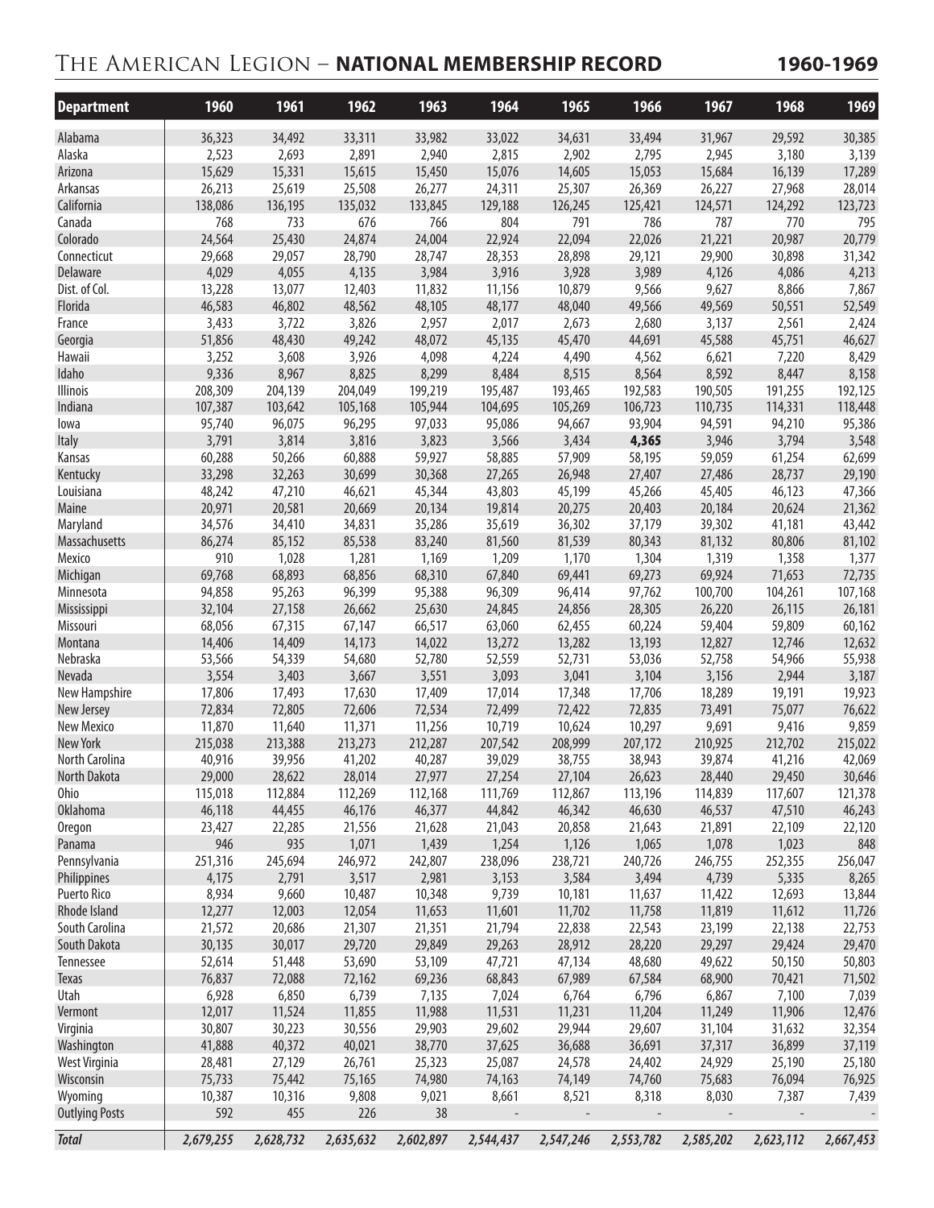# The American Legion – **NATIONAL MEMBERSHIP RECORD** 1960-1969

| Department | 1960 | 1961 | 1962 | 1963 | 1964 | 1965 | 1966 | 1967 | 1968 | 1969 |
|---|---|---|---|---|---|---|---|---|---|---|
| Alabama | 36,323 | 34,492 | 33,311 | 33,982 | 33,022 | 34,631 | 33,494 | 31,967 | 29,592 | 30,385 |
| Alaska | 2,523 | 2,693 | 2,891 | 2,940 | 2,815 | 2,902 | 2,795 | 2,945 | 3,180 | 3,139 |
| Arizona | 15,629 | 15,331 | 15,615 | 15,450 | 15,076 | 14,605 | 15,053 | 15,684 | 16,139 | 17,289 |
| Arkansas | 26,213 | 25,619 | 25,508 | 26,277 | 24,311 | 25,307 | 26,369 | 26,227 | 27,968 | 28,014 |
| California | 138,086 | 136,195 | 135,032 | 133,845 | 129,188 | 126,245 | 125,421 | 124,571 | 124,292 | 123,723 |
| Canada | 768 | 733 | 676 | 766 | 804 | 791 | 786 | 787 | 770 | 795 |
| Colorado | 24,564 | 25,430 | 24,874 | 24,004 | 22,924 | 22,094 | 22,026 | 21,221 | 20,987 | 20,779 |
| Connecticut | 29,668 | 29,057 | 28,790 | 28,747 | 28,353 | 28,898 | 29,121 | 29,900 | 30,898 | 31,342 |
| Delaware | 4,029 | 4,055 | 4,135 | 3,984 | 3,916 | 3,928 | 3,989 | 4,126 | 4,086 | 4,213 |
| Dist. of Col. | 13,228 | 13,077 | 12,403 | 11,832 | 11,156 | 10,879 | 9,566 | 9,627 | 8,866 | 7,867 |
| Florida | 46,583 | 46,802 | 48,562 | 48,105 | 48,177 | 48,040 | 49,566 | 49,569 | 50,551 | 52,549 |
| France | 3,433 | 3,722 | 3,826 | 2,957 | 2,017 | 2,673 | 2,680 | 3,137 | 2,561 | 2,424 |
| Georgia | 51,856 | 48,430 | 49,242 | 48,072 | 45,135 | 45,470 | 44,691 | 45,588 | 45,751 | 46,627 |
| Hawaii | 3,252 | 3,608 | 3,926 | 4,098 | 4,224 | 4,490 | 4,562 | 6,621 | 7,220 | 8,429 |
| Idaho | 9,336 | 8,967 | 8,825 | 8,299 | 8,484 | 8,515 | 8,564 | 8,592 | 8,447 | 8,158 |
| Illinois | 208,309 | 204,139 | 204,049 | 199,219 | 195,487 | 193,465 | 192,583 | 190,505 | 191,255 | 192,125 |
| Indiana | 107,387 | 103,642 | 105,168 | 105,944 | 104,695 | 105,269 | 106,723 | 110,735 | 114,331 | 118,448 |
| Iowa | 95,740 | 96,075 | 96,295 | 97,033 | 95,086 | 94,667 | 93,904 | 94,591 | 94,210 | 95,386 |
| Italy | 3,791 | 3,814 | 3,816 | 3,823 | 3,566 | 3,434 | **4,365** | 3,946 | 3,794 | 3,548 |
| Kansas | 60,288 | 50,266 | 60,888 | 59,927 | 58,885 | 57,909 | 58,195 | 59,059 | 61,254 | 62,699 |
| Kentucky | 33,298 | 32,263 | 30,699 | 30,368 | 27,265 | 26,948 | 27,407 | 27,486 | 28,737 | 29,190 |
| Louisiana | 48,242 | 47,210 | 46,621 | 45,344 | 43,803 | 45,199 | 45,266 | 45,405 | 46,123 | 47,366 |
| Maine | 20,971 | 20,581 | 20,669 | 20,134 | 19,814 | 20,275 | 20,403 | 20,184 | 20,624 | 21,362 |
| Maryland | 34,576 | 34,410 | 34,831 | 35,286 | 35,619 | 36,302 | 37,179 | 39,302 | 41,181 | 43,442 |
| Massachusetts | 86,274 | 85,152 | 85,538 | 83,240 | 81,560 | 81,539 | 80,343 | 81,132 | 80,806 | 81,102 |
| Mexico | 910 | 1,028 | 1,281 | 1,169 | 1,209 | 1,170 | 1,304 | 1,319 | 1,358 | 1,377 |
| Michigan | 69,768 | 68,893 | 68,856 | 68,310 | 67,840 | 69,441 | 69,273 | 69,924 | 71,653 | 72,735 |
| Minnesota | 94,858 | 95,263 | 96,399 | 95,388 | 96,309 | 96,414 | 97,762 | 100,700 | 104,261 | 107,168 |
| Mississippi | 32,104 | 27,158 | 26,662 | 25,630 | 24,845 | 24,856 | 28,305 | 26,220 | 26,115 | 26,181 |
| Missouri | 68,056 | 67,315 | 67,147 | 66,517 | 63,060 | 62,455 | 60,224 | 59,404 | 59,809 | 60,162 |
| Montana | 14,406 | 14,409 | 14,173 | 14,022 | 13,272 | 13,282 | 13,193 | 12,827 | 12,746 | 12,632 |
| Nebraska | 53,566 | 54,339 | 54,680 | 52,780 | 52,559 | 52,731 | 53,036 | 52,758 | 54,966 | 55,938 |
| Nevada | 3,554 | 3,403 | 3,667 | 3,551 | 3,093 | 3,041 | 3,104 | 3,156 | 2,944 | 3,187 |
| New Hampshire | 17,806 | 17,493 | 17,630 | 17,409 | 17,014 | 17,348 | 17,706 | 18,289 | 19,191 | 19,923 |
| New Jersey | 72,834 | 72,805 | 72,606 | 72,534 | 72,499 | 72,422 | 72,835 | 73,491 | 75,077 | 76,622 |
| New Mexico | 11,870 | 11,640 | 11,371 | 11,256 | 10,719 | 10,624 | 10,297 | 9,691 | 9,416 | 9,859 |
| New York | 215,038 | 213,388 | 213,273 | 212,287 | 207,542 | 208,999 | 207,172 | 210,925 | 212,702 | 215,022 |
| North Carolina | 40,916 | 39,956 | 41,202 | 40,287 | 39,029 | 38,755 | 38,943 | 39,874 | 41,216 | 42,069 |
| North Dakota | 29,000 | 28,622 | 28,014 | 27,977 | 27,254 | 27,104 | 26,623 | 28,440 | 29,450 | 30,646 |
| Ohio | 115,018 | 112,884 | 112,269 | 112,168 | 111,769 | 112,867 | 113,196 | 114,839 | 117,607 | 121,378 |
| Oklahoma | 46,118 | 44,455 | 46,176 | 46,377 | 44,842 | 46,342 | 46,630 | 46,537 | 47,510 | 46,243 |
| Oregon | 23,427 | 22,285 | 21,556 | 21,628 | 21,043 | 20,858 | 21,643 | 21,891 | 22,109 | 22,120 |
| Panama | 946 | 935 | 1,071 | 1,439 | 1,254 | 1,126 | 1,065 | 1,078 | 1,023 | 848 |
| Pennsylvania | 251,316 | 245,694 | 246,972 | 242,807 | 238,096 | 238,721 | 240,726 | 246,755 | 252,355 | 256,047 |
| Philippines | 4,175 | 2,791 | 3,517 | 2,981 | 3,153 | 3,584 | 3,494 | 4,739 | 5,335 | 8,265 |
| Puerto Rico | 8,934 | 9,660 | 10,487 | 10,348 | 9,739 | 10,181 | 11,637 | 11,422 | 12,693 | 13,844 |
| Rhode Island | 12,277 | 12,003 | 12,054 | 11,653 | 11,601 | 11,702 | 11,758 | 11,819 | 11,612 | 11,726 |
| South Carolina | 21,572 | 20,686 | 21,307 | 21,351 | 21,794 | 22,838 | 22,543 | 23,199 | 22,138 | 22,753 |
| South Dakota | 30,135 | 30,017 | 29,720 | 29,849 | 29,263 | 28,912 | 28,220 | 29,297 | 29,424 | 29,470 |
| Tennessee | 52,614 | 51,448 | 53,690 | 53,109 | 47,721 | 47,134 | 48,680 | 49,622 | 50,150 | 50,803 |
| Texas | 76,837 | 72,088 | 72,162 | 69,236 | 68,843 | 67,989 | 67,584 | 68,900 | 70,421 | 71,502 |
| Utah | 6,928 | 6,850 | 6,739 | 7,135 | 7,024 | 6,764 | 6,796 | 6,867 | 7,100 | 7,039 |
| Vermont | 12,017 | 11,524 | 11,855 | 11,988 | 11,531 | 11,231 | 11,204 | 11,249 | 11,906 | 12,476 |
| Virginia | 30,807 | 30,223 | 30,556 | 29,903 | 29,602 | 29,944 | 29,607 | 31,104 | 31,632 | 32,354 |
| Washington | 41,888 | 40,372 | 40,021 | 38,770 | 37,625 | 36,688 | 36,691 | 37,317 | 36,899 | 37,119 |
| West Virginia | 28,481 | 27,129 | 26,761 | 25,323 | 25,087 | 24,578 | 24,402 | 24,929 | 25,190 | 25,180 |
| Wisconsin | 75,733 | 75,442 | 75,165 | 74,980 | 74,163 | 74,149 | 74,760 | 75,683 | 76,094 | 76,925 |
| Wyoming | 10,387 | 10,316 | 9,808 | 9,021 | 8,661 | 8,521 | 8,318 | 8,030 | 7,387 | 7,439 |
| Outlying Posts | 592 | 455 | 226 | 38 | - | - | - | - | - | - |
| ***Total*** | ***2,679,255*** | ***2,628,732*** | ***2,635,632*** | ***2,602,897*** | ***2,544,437*** | ***2,547,246*** | ***2,553,782*** | ***2,585,202*** | ***2,623,112*** | ***2,667,453*** |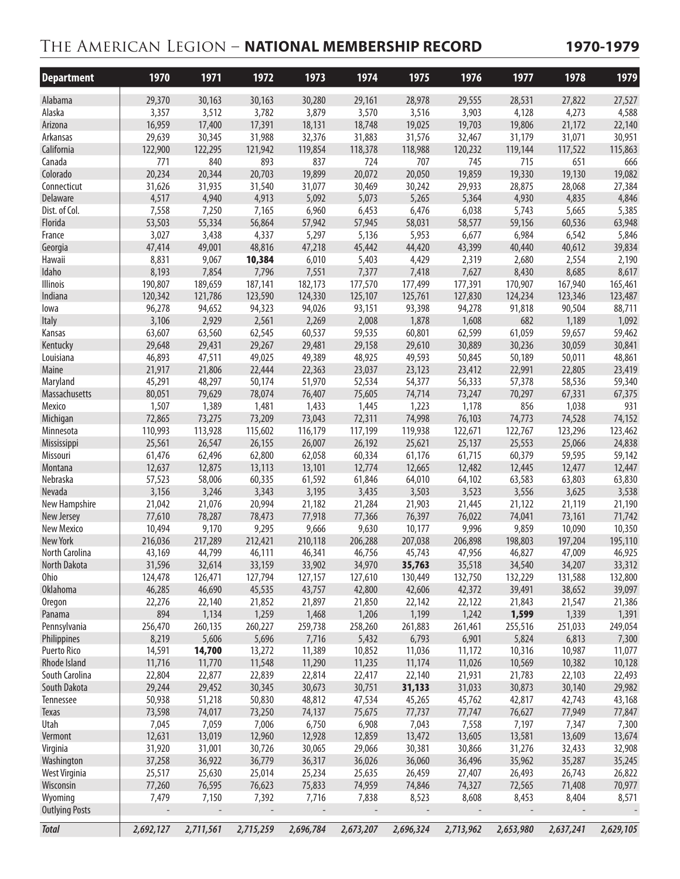# The American Legion – **NATIONAL MEMBERSHIP RECORD** 1970-1979

| Department | 1970 | 1971 | 1972 | 1973 | 1974 | 1975 | 1976 | 1977 | 1978 | 1979 |
|---|---|---|---|---|---|---|---|---|---|---|
| Alabama | 29,370 | 30,163 | 30,163 | 30,280 | 29,161 | 28,978 | 29,555 | 28,531 | 27,822 | 27,527 |
| Alaska | 3,357 | 3,512 | 3,782 | 3,879 | 3,570 | 3,516 | 3,903 | 4,128 | 4,273 | 4,588 |
| Arizona | 16,959 | 17,400 | 17,391 | 18,131 | 18,748 | 19,025 | 19,703 | 19,806 | 21,172 | 22,140 |
| Arkansas | 29,639 | 30,345 | 31,988 | 32,376 | 31,883 | 31,576 | 32,467 | 31,179 | 31,071 | 30,951 |
| California | 122,900 | 122,295 | 121,942 | 119,854 | 118,378 | 118,988 | 120,232 | 119,144 | 117,522 | 115,863 |
| Canada | 771 | 840 | 893 | 837 | 724 | 707 | 745 | 715 | 651 | 666 |
| Colorado | 20,234 | 20,344 | 20,703 | 19,899 | 20,072 | 20,050 | 19,859 | 19,330 | 19,130 | 19,082 |
| Connecticut | 31,626 | 31,935 | 31,540 | 31,077 | 30,469 | 30,242 | 29,933 | 28,875 | 28,068 | 27,384 |
| Delaware | 4,517 | 4,940 | 4,913 | 5,092 | 5,073 | 5,265 | 5,364 | 4,930 | 4,835 | 4,846 |
| Dist. of Col. | 7,558 | 7,250 | 7,165 | 6,960 | 6,453 | 6,476 | 6,038 | 5,743 | 5,665 | 5,385 |
| Florida | 53,503 | 55,334 | 56,864 | 57,942 | 57,945 | 58,031 | 58,577 | 59,156 | 60,536 | 63,948 |
| France | 3,027 | 3,438 | 4,337 | 5,297 | 5,136 | 5,953 | 6,677 | 6,984 | 6,542 | 5,846 |
| Georgia | 47,414 | 49,001 | 48,816 | 47,218 | 45,442 | 44,420 | 43,399 | 40,440 | 40,612 | 39,834 |
| Hawaii | 8,831 | 9,067 | **10,384** | 6,010 | 5,403 | 4,429 | 2,319 | 2,680 | 2,554 | 2,190 |
| Idaho | 8,193 | 7,854 | 7,796 | 7,551 | 7,377 | 7,418 | 7,627 | 8,430 | 8,685 | 8,617 |
| Illinois | 190,807 | 189,659 | 187,141 | 182,173 | 177,570 | 177,499 | 177,391 | 170,907 | 167,940 | 165,461 |
| Indiana | 120,342 | 121,786 | 123,590 | 124,330 | 125,107 | 125,761 | 127,830 | 124,234 | 123,346 | 123,487 |
| Iowa | 96,278 | 94,652 | 94,323 | 94,026 | 93,151 | 93,398 | 94,278 | 91,818 | 90,504 | 88,711 |
| Italy | 3,106 | 2,929 | 2,561 | 2,269 | 2,008 | 1,878 | 1,608 | 682 | 1,189 | 1,092 |
| Kansas | 63,607 | 63,560 | 62,545 | 60,537 | 59,535 | 60,801 | 62,599 | 61,059 | 59,657 | 59,462 |
| Kentucky | 29,648 | 29,431 | 29,267 | 29,481 | 29,158 | 29,610 | 30,889 | 30,236 | 30,059 | 30,841 |
| Louisiana | 46,893 | 47,511 | 49,025 | 49,389 | 48,925 | 49,593 | 50,845 | 50,189 | 50,011 | 48,861 |
| Maine | 21,917 | 21,806 | 22,444 | 22,363 | 23,037 | 23,123 | 23,412 | 22,991 | 22,805 | 23,419 |
| Maryland | 45,291 | 48,297 | 50,174 | 51,970 | 52,534 | 54,377 | 56,333 | 57,378 | 58,536 | 59,340 |
| Massachusetts | 80,051 | 79,629 | 78,074 | 76,407 | 75,605 | 74,714 | 73,247 | 70,297 | 67,331 | 67,375 |
| Mexico | 1,507 | 1,389 | 1,481 | 1,433 | 1,445 | 1,223 | 1,178 | 856 | 1,038 | 931 |
| Michigan | 72,865 | 73,275 | 73,209 | 73,043 | 72,311 | 74,998 | 76,103 | 74,773 | 74,528 | 74,152 |
| Minnesota | 110,993 | 113,928 | 115,602 | 116,179 | 117,199 | 119,938 | 122,671 | 122,767 | 123,296 | 123,462 |
| Mississippi | 25,561 | 26,547 | 26,155 | 26,007 | 26,192 | 25,621 | 25,137 | 25,553 | 25,066 | 24,838 |
| Missouri | 61,476 | 62,496 | 62,800 | 62,058 | 60,334 | 61,176 | 61,715 | 60,379 | 59,595 | 59,142 |
| Montana | 12,637 | 12,875 | 13,113 | 13,101 | 12,774 | 12,665 | 12,482 | 12,445 | 12,477 | 12,447 |
| Nebraska | 57,523 | 58,006 | 60,335 | 61,592 | 61,846 | 64,010 | 64,102 | 63,583 | 63,803 | 63,830 |
| Nevada | 3,156 | 3,246 | 3,343 | 3,195 | 3,435 | 3,503 | 3,523 | 3,556 | 3,625 | 3,538 |
| New Hampshire | 21,042 | 21,076 | 20,994 | 21,182 | 21,284 | 21,903 | 21,445 | 21,122 | 21,119 | 21,190 |
| New Jersey | 77,610 | 78,287 | 78,473 | 77,918 | 77,366 | 76,397 | 76,022 | 74,041 | 73,161 | 71,742 |
| New Mexico | 10,494 | 9,170 | 9,295 | 9,666 | 9,630 | 10,177 | 9,996 | 9,859 | 10,090 | 10,350 |
| New York | 216,036 | 217,289 | 212,421 | 210,118 | 206,288 | 207,038 | 206,898 | 198,803 | 197,204 | 195,110 |
| North Carolina | 43,169 | 44,799 | 46,111 | 46,341 | 46,756 | 45,743 | 47,956 | 46,827 | 47,009 | 46,925 |
| North Dakota | 31,596 | 32,614 | 33,159 | 33,902 | 34,970 | **35,763** | 35,518 | 34,540 | 34,207 | 33,312 |
| Ohio | 124,478 | 126,471 | 127,794 | 127,157 | 127,610 | 130,449 | 132,750 | 132,229 | 131,588 | 132,800 |
| Oklahoma | 46,285 | 46,690 | 45,535 | 43,757 | 42,800 | 42,606 | 42,372 | 39,491 | 38,652 | 39,097 |
| Oregon | 22,276 | 22,140 | 21,852 | 21,897 | 21,850 | 22,142 | 22,122 | 21,843 | 21,547 | 21,386 |
| Panama | 894 | 1,134 | 1,259 | 1,468 | 1,206 | 1,199 | 1,242 | **1,599** | 1,339 | 1,391 |
| Pennsylvania | 256,470 | 260,135 | 260,227 | 259,738 | 258,260 | 261,883 | 261,461 | 255,516 | 251,033 | 249,054 |
| Philippines | 8,219 | 5,606 | 5,696 | 7,716 | 5,432 | 6,793 | 6,901 | 5,824 | 6,813 | 7,300 |
| Puerto Rico | 14,591 | **14,700** | 13,272 | 11,389 | 10,852 | 11,036 | 11,172 | 10,316 | 10,987 | 11,077 |
| Rhode Island | 11,716 | 11,770 | 11,548 | 11,290 | 11,235 | 11,174 | 11,026 | 10,569 | 10,382 | 10,128 |
| South Carolina | 22,804 | 22,877 | 22,839 | 22,814 | 22,417 | 22,140 | 21,931 | 21,783 | 22,103 | 22,493 |
| South Dakota | 29,244 | 29,452 | 30,345 | 30,673 | 30,751 | **31,133** | 31,033 | 30,873 | 30,140 | 29,982 |
| Tennessee | 50,938 | 51,218 | 50,830 | 48,812 | 47,534 | 45,265 | 45,762 | 42,817 | 42,743 | 43,168 |
| Texas | 73,598 | 74,017 | 73,250 | 74,137 | 75,675 | 77,737 | 77,747 | 76,627 | 77,949 | 77,847 |
| Utah | 7,045 | 7,059 | 7,006 | 6,750 | 6,908 | 7,043 | 7,558 | 7,197 | 7,347 | 7,300 |
| Vermont | 12,631 | 13,019 | 12,960 | 12,928 | 12,859 | 13,472 | 13,605 | 13,581 | 13,609 | 13,674 |
| Virginia | 31,920 | 31,001 | 30,726 | 30,065 | 29,066 | 30,381 | 30,866 | 31,276 | 32,433 | 32,908 |
| Washington | 37,258 | 36,922 | 36,779 | 36,317 | 36,026 | 36,060 | 36,496 | 35,962 | 35,287 | 35,245 |
| West Virginia | 25,517 | 25,630 | 25,014 | 25,234 | 25,635 | 26,459 | 27,407 | 26,493 | 26,743 | 26,822 |
| Wisconsin | 77,260 | 76,595 | 76,623 | 75,833 | 74,959 | 74,846 | 74,327 | 72,565 | 71,408 | 70,977 |
| Wyoming | 7,479 | 7,150 | 7,392 | 7,716 | 7,838 | 8,523 | 8,608 | 8,453 | 8,404 | 8,571 |
| Outlying Posts | - | - | - | - | - | - | - | - | - | - |
| ***Total*** | ***2,692,127*** | ***2,711,561*** | ***2,715,259*** | ***2,696,784*** | ***2,673,207*** | ***2,696,324*** | ***2,713,962*** | ***2,653,980*** | ***2,637,241*** | ***2,629,105*** |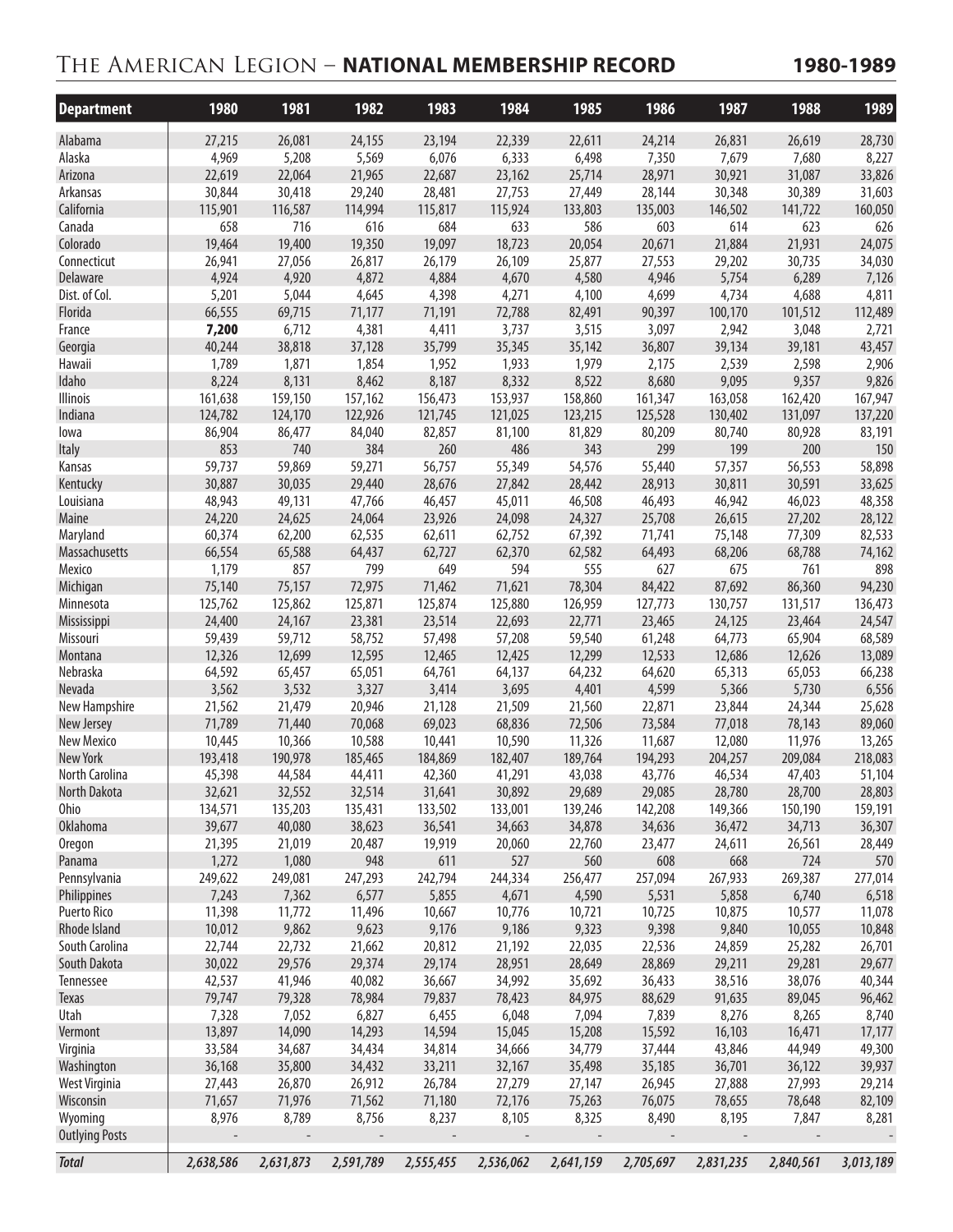# The American Legion – **NATIONAL MEMBERSHIP RECORD** 1980-1989

| Department | 1980 | 1981 | 1982 | 1983 | 1984 | 1985 | 1986 | 1987 | 1988 | 1989 |
|---|---|---|---|---|---|---|---|---|---|---|
| Alabama | 27,215 | 26,081 | 24,155 | 23,194 | 22,339 | 22,611 | 24,214 | 26,831 | 26,619 | 28,730 |
| Alaska | 4,969 | 5,208 | 5,569 | 6,076 | 6,333 | 6,498 | 7,350 | 7,679 | 7,680 | 8,227 |
| Arizona | 22,619 | 22,064 | 21,965 | 22,687 | 23,162 | 25,714 | 28,971 | 30,921 | 31,087 | 33,826 |
| Arkansas | 30,844 | 30,418 | 29,240 | 28,481 | 27,753 | 27,449 | 28,144 | 30,348 | 30,389 | 31,603 |
| California | 115,901 | 116,587 | 114,994 | 115,817 | 115,924 | 133,803 | 135,003 | 146,502 | 141,722 | 160,050 |
| Canada | 658 | 716 | 616 | 684 | 633 | 586 | 603 | 614 | 623 | 626 |
| Colorado | 19,464 | 19,400 | 19,350 | 19,097 | 18,723 | 20,054 | 20,671 | 21,884 | 21,931 | 24,075 |
| Connecticut | 26,941 | 27,056 | 26,817 | 26,179 | 26,109 | 25,877 | 27,553 | 29,202 | 30,735 | 34,030 |
| Delaware | 4,924 | 4,920 | 4,872 | 4,884 | 4,670 | 4,580 | 4,946 | 5,754 | 6,289 | 7,126 |
| Dist. of Col. | 5,201 | 5,044 | 4,645 | 4,398 | 4,271 | 4,100 | 4,699 | 4,734 | 4,688 | 4,811 |
| Florida | 66,555 | 69,715 | 71,177 | 71,191 | 72,788 | 82,491 | 90,397 | 100,170 | 101,512 | 112,489 |
| France | **7,200** | 6,712 | 4,381 | 4,411 | 3,737 | 3,515 | 3,097 | 2,942 | 3,048 | 2,721 |
| Georgia | 40,244 | 38,818 | 37,128 | 35,799 | 35,345 | 35,142 | 36,807 | 39,134 | 39,181 | 43,457 |
| Hawaii | 1,789 | 1,871 | 1,854 | 1,952 | 1,933 | 1,979 | 2,175 | 2,539 | 2,598 | 2,906 |
| Idaho | 8,224 | 8,131 | 8,462 | 8,187 | 8,332 | 8,522 | 8,680 | 9,095 | 9,357 | 9,826 |
| Illinois | 161,638 | 159,150 | 157,162 | 156,473 | 153,937 | 158,860 | 161,347 | 163,058 | 162,420 | 167,947 |
| Indiana | 124,782 | 124,170 | 122,926 | 121,745 | 121,025 | 123,215 | 125,528 | 130,402 | 131,097 | 137,220 |
| Iowa | 86,904 | 86,477 | 84,040 | 82,857 | 81,100 | 81,829 | 80,209 | 80,740 | 80,928 | 83,191 |
| Italy | 853 | 740 | 384 | 260 | 486 | 343 | 299 | 199 | 200 | 150 |
| Kansas | 59,737 | 59,869 | 59,271 | 56,757 | 55,349 | 54,576 | 55,440 | 57,357 | 56,553 | 58,898 |
| Kentucky | 30,887 | 30,035 | 29,440 | 28,676 | 27,842 | 28,442 | 28,913 | 30,811 | 30,591 | 33,625 |
| Louisiana | 48,943 | 49,131 | 47,766 | 46,457 | 45,011 | 46,508 | 46,493 | 46,942 | 46,023 | 48,358 |
| Maine | 24,220 | 24,625 | 24,064 | 23,926 | 24,098 | 24,327 | 25,708 | 26,615 | 27,202 | 28,122 |
| Maryland | 60,374 | 62,200 | 62,535 | 62,611 | 62,752 | 67,392 | 71,741 | 75,148 | 77,309 | 82,533 |
| Massachusetts | 66,554 | 65,588 | 64,437 | 62,727 | 62,370 | 62,582 | 64,493 | 68,206 | 68,788 | 74,162 |
| Mexico | 1,179 | 857 | 799 | 649 | 594 | 555 | 627 | 675 | 761 | 898 |
| Michigan | 75,140 | 75,157 | 72,975 | 71,462 | 71,621 | 78,304 | 84,422 | 87,692 | 86,360 | 94,230 |
| Minnesota | 125,762 | 125,862 | 125,871 | 125,874 | 125,880 | 126,959 | 127,773 | 130,757 | 131,517 | 136,473 |
| Mississippi | 24,400 | 24,167 | 23,381 | 23,514 | 22,693 | 22,771 | 23,465 | 24,125 | 23,464 | 24,547 |
| Missouri | 59,439 | 59,712 | 58,752 | 57,498 | 57,208 | 59,540 | 61,248 | 64,773 | 65,904 | 68,589 |
| Montana | 12,326 | 12,699 | 12,595 | 12,465 | 12,425 | 12,299 | 12,533 | 12,686 | 12,626 | 13,089 |
| Nebraska | 64,592 | 65,457 | 65,051 | 64,761 | 64,137 | 64,232 | 64,620 | 65,313 | 65,053 | 66,238 |
| Nevada | 3,562 | 3,532 | 3,327 | 3,414 | 3,695 | 4,401 | 4,599 | 5,366 | 5,730 | 6,556 |
| New Hampshire | 21,562 | 21,479 | 20,946 | 21,128 | 21,509 | 21,560 | 22,871 | 23,844 | 24,344 | 25,628 |
| New Jersey | 71,789 | 71,440 | 70,068 | 69,023 | 68,836 | 72,506 | 73,584 | 77,018 | 78,143 | 89,060 |
| New Mexico | 10,445 | 10,366 | 10,588 | 10,441 | 10,590 | 11,326 | 11,687 | 12,080 | 11,976 | 13,265 |
| New York | 193,418 | 190,978 | 185,465 | 184,869 | 182,407 | 189,764 | 194,293 | 204,257 | 209,084 | 218,083 |
| North Carolina | 45,398 | 44,584 | 44,411 | 42,360 | 41,291 | 43,038 | 43,776 | 46,534 | 47,403 | 51,104 |
| North Dakota | 32,621 | 32,552 | 32,514 | 31,641 | 30,892 | 29,689 | 29,085 | 28,780 | 28,700 | 28,803 |
| Ohio | 134,571 | 135,203 | 135,431 | 133,502 | 133,001 | 139,246 | 142,208 | 149,366 | 150,190 | 159,191 |
| Oklahoma | 39,677 | 40,080 | 38,623 | 36,541 | 34,663 | 34,878 | 34,636 | 36,472 | 34,713 | 36,307 |
| Oregon | 21,395 | 21,019 | 20,487 | 19,919 | 20,060 | 22,760 | 23,477 | 24,611 | 26,561 | 28,449 |
| Panama | 1,272 | 1,080 | 948 | 611 | 527 | 560 | 608 | 668 | 724 | 570 |
| Pennsylvania | 249,622 | 249,081 | 247,293 | 242,794 | 244,334 | 256,477 | 257,094 | 267,933 | 269,387 | 277,014 |
| Philippines | 7,243 | 7,362 | 6,577 | 5,855 | 4,671 | 4,590 | 5,531 | 5,858 | 6,740 | 6,518 |
| Puerto Rico | 11,398 | 11,772 | 11,496 | 10,667 | 10,776 | 10,721 | 10,725 | 10,875 | 10,577 | 11,078 |
| Rhode Island | 10,012 | 9,862 | 9,623 | 9,176 | 9,186 | 9,323 | 9,398 | 9,840 | 10,055 | 10,848 |
| South Carolina | 22,744 | 22,732 | 21,662 | 20,812 | 21,192 | 22,035 | 22,536 | 24,859 | 25,282 | 26,701 |
| South Dakota | 30,022 | 29,576 | 29,374 | 29,174 | 28,951 | 28,649 | 28,869 | 29,211 | 29,281 | 29,677 |
| Tennessee | 42,537 | 41,946 | 40,082 | 36,667 | 34,992 | 35,692 | 36,433 | 38,516 | 38,076 | 40,344 |
| Texas | 79,747 | 79,328 | 78,984 | 79,837 | 78,423 | 84,975 | 88,629 | 91,635 | 89,045 | 96,462 |
| Utah | 7,328 | 7,052 | 6,827 | 6,455 | 6,048 | 7,094 | 7,839 | 8,276 | 8,265 | 8,740 |
| Vermont | 13,897 | 14,090 | 14,293 | 14,594 | 15,045 | 15,208 | 15,592 | 16,103 | 16,471 | 17,177 |
| Virginia | 33,584 | 34,687 | 34,434 | 34,814 | 34,666 | 34,779 | 37,444 | 43,846 | 44,949 | 49,300 |
| Washington | 36,168 | 35,800 | 34,432 | 33,211 | 32,167 | 35,498 | 35,185 | 36,701 | 36,122 | 39,937 |
| West Virginia | 27,443 | 26,870 | 26,912 | 26,784 | 27,279 | 27,147 | 26,945 | 27,888 | 27,993 | 29,214 |
| Wisconsin | 71,657 | 71,976 | 71,562 | 71,180 | 72,176 | 75,263 | 76,075 | 78,655 | 78,648 | 82,109 |
| Wyoming | 8,976 | 8,789 | 8,756 | 8,237 | 8,105 | 8,325 | 8,490 | 8,195 | 7,847 | 8,281 |
| Outlying Posts | - | - | - | - | - | - | - | - | - | - |
| ***Total*** | ***2,638,586*** | ***2,631,873*** | ***2,591,789*** | ***2,555,455*** | ***2,536,062*** | ***2,641,159*** | ***2,705,697*** | ***2,831,235*** | ***2,840,561*** | ***3,013,189*** |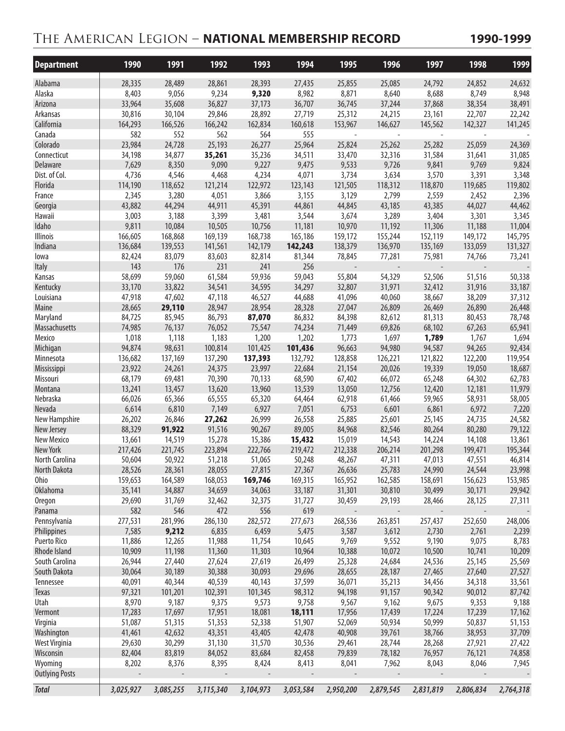# The American Legion – **NATIONAL MEMBERSHIP RECORD** 1990-1999

| Department | 1990 | 1991 | 1992 | 1993 | 1994 | 1995 | 1996 | 1997 | 1998 | 1999 |
|---|---|---|---|---|---|---|---|---|---|---|
| Alabama | 28,335 | 28,489 | 28,861 | 28,393 | 27,435 | 25,855 | 25,085 | 24,792 | 24,852 | 24,632 |
| Alaska | 8,403 | 9,056 | 9,234 | **9,320** | 8,982 | 8,871 | 8,640 | 8,688 | 8,749 | 8,948 |
| Arizona | 33,964 | 35,608 | 36,827 | 37,173 | 36,707 | 36,745 | 37,244 | 37,868 | 38,354 | 38,491 |
| Arkansas | 30,816 | 30,104 | 29,846 | 28,892 | 27,719 | 25,312 | 24,215 | 23,161 | 22,707 | 22,242 |
| California | 164,293 | 166,526 | 166,242 | 162,834 | 160,618 | 153,967 | 146,627 | 145,562 | 142,327 | 141,245 |
| Canada | 582 | 552 | 562 | 564 | 555 | - | - | - | - | - |
| Colorado | 23,984 | 24,728 | 25,193 | 26,277 | 25,964 | 25,824 | 25,262 | 25,282 | 25,059 | 24,369 |
| Connecticut | 34,198 | 34,877 | **35,261** | 35,236 | 34,511 | 33,470 | 32,316 | 31,584 | 31,641 | 31,085 |
| Delaware | 7,629 | 8,350 | 9,090 | 9,227 | 9,475 | 9,533 | 9,726 | 9,841 | 9,769 | 9,824 |
| Dist. of Col. | 4,736 | 4,546 | 4,468 | 4,234 | 4,071 | 3,734 | 3,634 | 3,570 | 3,391 | 3,348 |
| Florida | 114,190 | 118,652 | 121,214 | 122,972 | 123,143 | 121,505 | 118,312 | 118,870 | 119,685 | 119,802 |
| France | 2,345 | 3,280 | 4,051 | 3,866 | 3,155 | 3,129 | 2,799 | 2,559 | 2,452 | 2,396 |
| Georgia | 43,882 | 44,294 | 44,911 | 45,391 | 44,861 | 44,845 | 43,185 | 43,385 | 44,027 | 44,462 |
| Hawaii | 3,003 | 3,188 | 3,399 | 3,481 | 3,544 | 3,674 | 3,289 | 3,404 | 3,301 | 3,345 |
| Idaho | 9,811 | 10,084 | 10,505 | 10,756 | 11,181 | 10,970 | 11,192 | 11,306 | 11,188 | 11,004 |
| Illinois | 166,605 | 168,868 | 169,139 | 168,738 | 165,186 | 159,172 | 155,244 | 152,119 | 149,172 | 145,795 |
| Indiana | 136,684 | 139,553 | 141,561 | 142,179 | **142,243** | 138,379 | 136,970 | 135,169 | 133,059 | 131,327 |
| Iowa | 82,424 | 83,079 | 83,603 | 82,814 | 81,344 | 78,845 | 77,281 | 75,981 | 74,766 | 73,241 |
| Italy | 143 | 176 | 231 | 241 | 256 | - | - | - | - | - |
| Kansas | 58,699 | 59,060 | 61,584 | 59,936 | 59,043 | 55,804 | 54,329 | 52,506 | 51,516 | 50,338 |
| Kentucky | 33,170 | 33,822 | 34,541 | 34,595 | 34,297 | 32,807 | 31,971 | 32,412 | 31,916 | 33,187 |
| Louisiana | 47,918 | 47,602 | 47,118 | 46,527 | 44,688 | 41,096 | 40,060 | 38,667 | 38,209 | 37,312 |
| Maine | 28,665 | **29,110** | 28,947 | 28,954 | 28,328 | 27,047 | 26,809 | 26,469 | 26,890 | 26,448 |
| Maryland | 84,725 | 85,945 | 86,793 | **87,070** | 86,832 | 84,398 | 82,612 | 81,313 | 80,453 | 78,748 |
| Massachusetts | 74,985 | 76,137 | 76,052 | 75,547 | 74,234 | 71,449 | 69,826 | 68,102 | 67,263 | 65,941 |
| Mexico | 1,018 | 1,118 | 1,183 | 1,200 | 1,202 | 1,773 | 1,697 | **1,789** | 1,767 | 1,694 |
| Michigan | 94,874 | 98,631 | 100,814 | 101,425 | **101,436** | 96,663 | 94,980 | 94,587 | 94,265 | 92,434 |
| Minnesota | 136,682 | 137,169 | 137,290 | **137,393** | 132,792 | 128,858 | 126,221 | 121,822 | 122,200 | 119,954 |
| Mississippi | 23,922 | 24,261 | 24,375 | 23,997 | 22,684 | 21,154 | 20,026 | 19,339 | 19,050 | 18,687 |
| Missouri | 68,179 | 69,481 | 70,390 | 70,133 | 68,590 | 67,402 | 66,072 | 65,248 | 64,302 | 62,783 |
| Montana | 13,241 | 13,457 | 13,620 | 13,960 | 13,539 | 13,050 | 12,756 | 12,420 | 12,181 | 11,979 |
| Nebraska | 66,026 | 65,366 | 65,555 | 65,320 | 64,464 | 62,918 | 61,466 | 59,965 | 58,931 | 58,005 |
| Nevada | 6,614 | 6,810 | 7,149 | 6,927 | 7,051 | 6,753 | 6,601 | 6,861 | 6,972 | 7,220 |
| New Hampshire | 26,202 | 26,846 | **27,262** | 26,999 | 26,558 | 25,885 | 25,601 | 25,145 | 24,735 | 24,582 |
| New Jersey | 88,329 | **91,922** | 91,516 | 90,267 | 89,005 | 84,968 | 82,546 | 80,264 | 80,280 | 79,122 |
| New Mexico | 13,661 | 14,519 | 15,278 | 15,386 | **15,432** | 15,019 | 14,543 | 14,224 | 14,108 | 13,861 |
| New York | 217,426 | 221,745 | 223,894 | 222,766 | 219,472 | 212,338 | 206,214 | 201,298 | 199,471 | 195,344 |
| North Carolina | 50,604 | 50,922 | 51,218 | 51,065 | 50,248 | 48,267 | 47,311 | 47,013 | 47,551 | 46,814 |
| North Dakota | 28,526 | 28,361 | 28,055 | 27,815 | 27,367 | 26,636 | 25,783 | 24,990 | 24,544 | 23,998 |
| Ohio | 159,653 | 164,589 | 168,053 | **169,746** | 169,315 | 165,952 | 162,585 | 158,691 | 156,623 | 153,985 |
| Oklahoma | 35,141 | 34,887 | 34,659 | 34,063 | 33,187 | 31,301 | 30,810 | 30,499 | 30,171 | 29,942 |
| Oregon | 29,690 | 31,769 | 32,462 | 32,375 | 31,727 | 30,459 | 29,193 | 28,466 | 28,125 | 27,311 |
| Panama | 582 | 546 | 472 | 556 | 619 | - | - | - | - | - |
| Pennsylvania | 277,531 | 281,996 | 286,130 | 282,572 | 277,673 | 268,536 | 263,851 | 257,437 | 252,650 | 248,006 |
| Philippines | 7,585 | **9,212** | 6,835 | 6,459 | 5,475 | 3,587 | 3,612 | 2,730 | 2,761 | 2,239 |
| Puerto Rico | 11,886 | 12,265 | 11,988 | 11,754 | 10,645 | 9,769 | 9,552 | 9,190 | 9,075 | 8,783 |
| Rhode Island | 10,909 | 11,198 | 11,360 | 11,303 | 10,964 | 10,388 | 10,072 | 10,500 | 10,741 | 10,209 |
| South Carolina | 26,944 | 27,440 | 27,624 | 27,619 | 26,499 | 25,328 | 24,684 | 24,536 | 25,145 | 25,569 |
| South Dakota | 30,064 | 30,189 | 30,388 | 30,093 | 29,696 | 28,655 | 28,187 | 27,465 | 27,640 | 27,527 |
| Tennessee | 40,091 | 40,344 | 40,539 | 40,143 | 37,599 | 36,071 | 35,213 | 34,456 | 34,318 | 33,561 |
| Texas | 97,321 | 101,201 | 102,391 | 101,345 | 98,312 | 94,198 | 91,157 | 90,342 | 90,012 | 87,742 |
| Utah | 8,970 | 9,187 | 9,375 | 9,573 | 9,758 | 9,567 | 9,162 | 9,675 | 9,353 | 9,188 |
| Vermont | 17,283 | 17,697 | 17,951 | 18,081 | **18,111** | 17,956 | 17,439 | 17,224 | 17,239 | 17,162 |
| Virginia | 51,087 | 51,315 | 51,353 | 52,338 | 51,907 | 52,069 | 50,934 | 50,999 | 50,837 | 51,153 |
| Washington | 41,461 | 42,632 | 43,351 | 43,405 | 42,478 | 40,908 | 39,761 | 38,766 | 38,953 | 37,709 |
| West Virginia | 29,630 | 30,299 | 31,130 | 31,570 | 30,536 | 29,461 | 28,744 | 28,268 | 27,921 | 27,422 |
| Wisconsin | 82,404 | 83,819 | 84,052 | 83,684 | 82,458 | 79,839 | 78,182 | 76,957 | 76,121 | 74,858 |
| Wyoming | 8,202 | 8,376 | 8,395 | 8,424 | 8,413 | 8,041 | 7,962 | 8,043 | 8,046 | 7,945 |
| Outlying Posts | - | - | - | - | - | - | - | - | - | - |
| ***Total*** | ***3,025,927*** | ***3,085,255*** | ***3,115,340*** | ***3,104,973*** | ***3,053,584*** | ***2,950,200*** | ***2,879,545*** | ***2,831,819*** | ***2,806,834*** | ***2,764,318*** |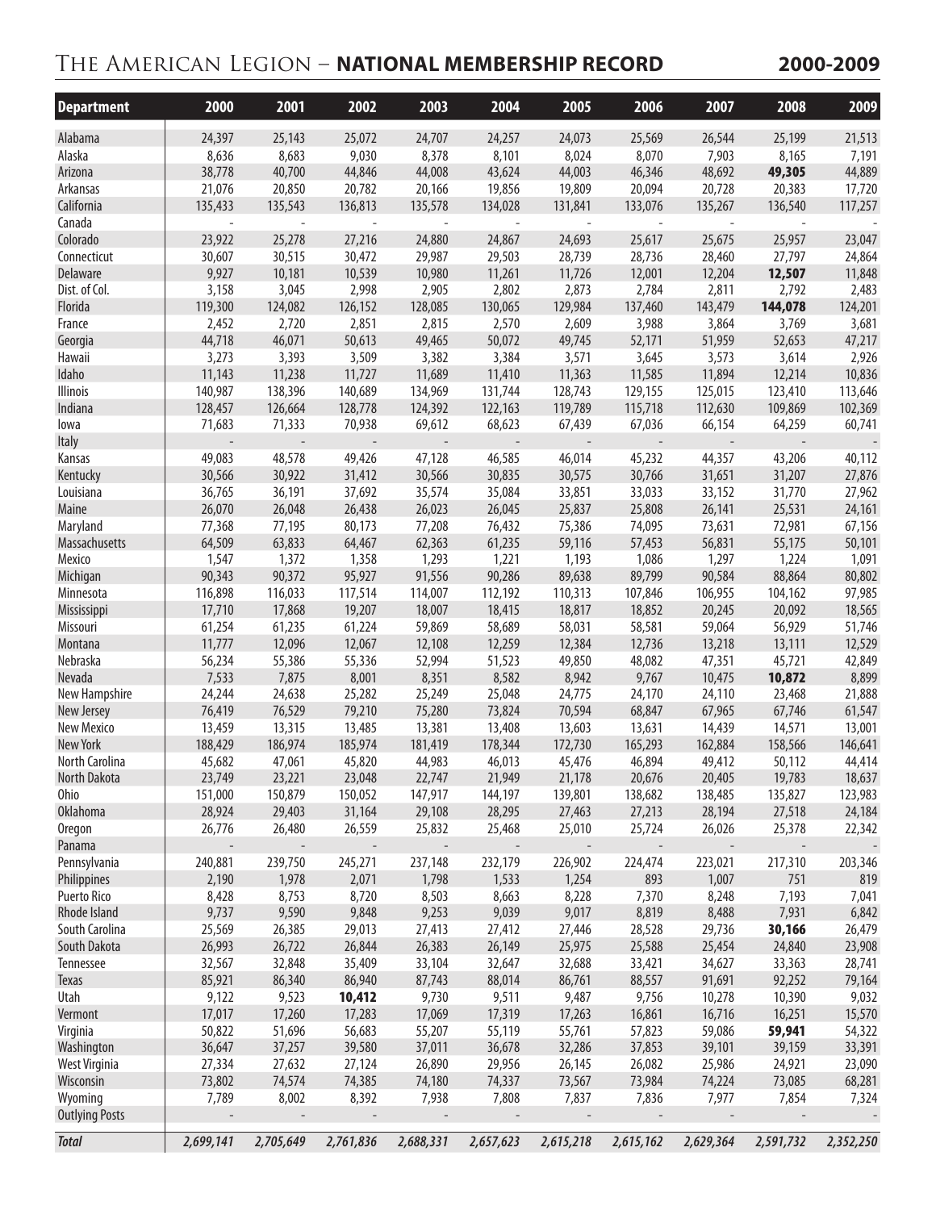# The American Legion – **NATIONAL MEMBERSHIP RECORD** 2000-2009

| Department | 2000 | 2001 | 2002 | 2003 | 2004 | 2005 | 2006 | 2007 | 2008 | 2009 |
|---|---|---|---|---|---|---|---|---|---|---|
| Alabama | 24,397 | 25,143 | 25,072 | 24,707 | 24,257 | 24,073 | 25,569 | 26,544 | 25,199 | 21,513 |
| Alaska | 8,636 | 8,683 | 9,030 | 8,378 | 8,101 | 8,024 | 8,070 | 7,903 | 8,165 | 7,191 |
| Arizona | 38,778 | 40,700 | 44,846 | 44,008 | 43,624 | 44,003 | 46,346 | 48,692 | **49,305** | 44,889 |
| Arkansas | 21,076 | 20,850 | 20,782 | 20,166 | 19,856 | 19,809 | 20,094 | 20,728 | 20,383 | 17,720 |
| California | 135,433 | 135,543 | 136,813 | 135,578 | 134,028 | 131,841 | 133,076 | 135,267 | 136,540 | 117,257 |
| Canada | - | - | - | - | - | - | - | - | - | - |
| Colorado | 23,922 | 25,278 | 27,216 | 24,880 | 24,867 | 24,693 | 25,617 | 25,675 | 25,957 | 23,047 |
| Connecticut | 30,607 | 30,515 | 30,472 | 29,987 | 29,503 | 28,739 | 28,736 | 28,460 | 27,797 | 24,864 |
| Delaware | 9,927 | 10,181 | 10,539 | 10,980 | 11,261 | 11,726 | 12,001 | 12,204 | **12,507** | 11,848 |
| Dist. of Col. | 3,158 | 3,045 | 2,998 | 2,905 | 2,802 | 2,873 | 2,784 | 2,811 | 2,792 | 2,483 |
| Florida | 119,300 | 124,082 | 126,152 | 128,085 | 130,065 | 129,984 | 137,460 | 143,479 | **144,078** | 124,201 |
| France | 2,452 | 2,720 | 2,851 | 2,815 | 2,570 | 2,609 | 3,988 | 3,864 | 3,769 | 3,681 |
| Georgia | 44,718 | 46,071 | 50,613 | 49,465 | 50,072 | 49,745 | 52,171 | 51,959 | 52,653 | 47,217 |
| Hawaii | 3,273 | 3,393 | 3,509 | 3,382 | 3,384 | 3,571 | 3,645 | 3,573 | 3,614 | 2,926 |
| Idaho | 11,143 | 11,238 | 11,727 | 11,689 | 11,410 | 11,363 | 11,585 | 11,894 | 12,214 | 10,836 |
| Illinois | 140,987 | 138,396 | 140,689 | 134,969 | 131,744 | 128,743 | 129,155 | 125,015 | 123,410 | 113,646 |
| Indiana | 128,457 | 126,664 | 128,778 | 124,392 | 122,163 | 119,789 | 115,718 | 112,630 | 109,869 | 102,369 |
| Iowa | 71,683 | 71,333 | 70,938 | 69,612 | 68,623 | 67,439 | 67,036 | 66,154 | 64,259 | 60,741 |
| Italy | - | - | - | - | - | - | - | - | - | - |
| Kansas | 49,083 | 48,578 | 49,426 | 47,128 | 46,585 | 46,014 | 45,232 | 44,357 | 43,206 | 40,112 |
| Kentucky | 30,566 | 30,922 | 31,412 | 30,566 | 30,835 | 30,575 | 30,766 | 31,651 | 31,207 | 27,876 |
| Louisiana | 36,765 | 36,191 | 37,692 | 35,574 | 35,084 | 33,851 | 33,033 | 33,152 | 31,770 | 27,962 |
| Maine | 26,070 | 26,048 | 26,438 | 26,023 | 26,045 | 25,837 | 25,808 | 26,141 | 25,531 | 24,161 |
| Maryland | 77,368 | 77,195 | 80,173 | 77,208 | 76,432 | 75,386 | 74,095 | 73,631 | 72,981 | 67,156 |
| Massachusetts | 64,509 | 63,833 | 64,467 | 62,363 | 61,235 | 59,116 | 57,453 | 56,831 | 55,175 | 50,101 |
| Mexico | 1,547 | 1,372 | 1,358 | 1,293 | 1,221 | 1,193 | 1,086 | 1,297 | 1,224 | 1,091 |
| Michigan | 90,343 | 90,372 | 95,927 | 91,556 | 90,286 | 89,638 | 89,799 | 90,584 | 88,864 | 80,802 |
| Minnesota | 116,898 | 116,033 | 117,514 | 114,007 | 112,192 | 110,313 | 107,846 | 106,955 | 104,162 | 97,985 |
| Mississippi | 17,710 | 17,868 | 19,207 | 18,007 | 18,415 | 18,817 | 18,852 | 20,245 | 20,092 | 18,565 |
| Missouri | 61,254 | 61,235 | 61,224 | 59,869 | 58,689 | 58,031 | 58,581 | 59,064 | 56,929 | 51,746 |
| Montana | 11,777 | 12,096 | 12,067 | 12,108 | 12,259 | 12,384 | 12,736 | 13,218 | 13,111 | 12,529 |
| Nebraska | 56,234 | 55,386 | 55,336 | 52,994 | 51,523 | 49,850 | 48,082 | 47,351 | 45,721 | 42,849 |
| Nevada | 7,533 | 7,875 | 8,001 | 8,351 | 8,582 | 8,942 | 9,767 | 10,475 | **10,872** | 8,899 |
| New Hampshire | 24,244 | 24,638 | 25,282 | 25,249 | 25,048 | 24,775 | 24,170 | 24,110 | 23,468 | 21,888 |
| New Jersey | 76,419 | 76,529 | 79,210 | 75,280 | 73,824 | 70,594 | 68,847 | 67,965 | 67,746 | 61,547 |
| New Mexico | 13,459 | 13,315 | 13,485 | 13,381 | 13,408 | 13,603 | 13,631 | 14,439 | 14,571 | 13,001 |
| New York | 188,429 | 186,974 | 185,974 | 181,419 | 178,344 | 172,730 | 165,293 | 162,884 | 158,566 | 146,641 |
| North Carolina | 45,682 | 47,061 | 45,820 | 44,983 | 46,013 | 45,476 | 46,894 | 49,412 | 50,112 | 44,414 |
| North Dakota | 23,749 | 23,221 | 23,048 | 22,747 | 21,949 | 21,178 | 20,676 | 20,405 | 19,783 | 18,637 |
| Ohio | 151,000 | 150,879 | 150,052 | 147,917 | 144,197 | 139,801 | 138,682 | 138,485 | 135,827 | 123,983 |
| Oklahoma | 28,924 | 29,403 | 31,164 | 29,108 | 28,295 | 27,463 | 27,213 | 28,194 | 27,518 | 24,184 |
| Oregon | 26,776 | 26,480 | 26,559 | 25,832 | 25,468 | 25,010 | 25,724 | 26,026 | 25,378 | 22,342 |
| Panama | - | - | - | - | - | - | - | - | - | - |
| Pennsylvania | 240,881 | 239,750 | 245,271 | 237,148 | 232,179 | 226,902 | 224,474 | 223,021 | 217,310 | 203,346 |
| Philippines | 2,190 | 1,978 | 2,071 | 1,798 | 1,533 | 1,254 | 893 | 1,007 | 751 | 819 |
| Puerto Rico | 8,428 | 8,753 | 8,720 | 8,503 | 8,663 | 8,228 | 7,370 | 8,248 | 7,193 | 7,041 |
| Rhode Island | 9,737 | 9,590 | 9,848 | 9,253 | 9,039 | 9,017 | 8,819 | 8,488 | 7,931 | 6,842 |
| South Carolina | 25,569 | 26,385 | 29,013 | 27,413 | 27,412 | 27,446 | 28,528 | 29,736 | **30,166** | 26,479 |
| South Dakota | 26,993 | 26,722 | 26,844 | 26,383 | 26,149 | 25,975 | 25,588 | 25,454 | 24,840 | 23,908 |
| Tennessee | 32,567 | 32,848 | 35,409 | 33,104 | 32,647 | 32,688 | 33,421 | 34,627 | 33,363 | 28,741 |
| Texas | 85,921 | 86,340 | 86,940 | 87,743 | 88,014 | 86,761 | 88,557 | 91,691 | 92,252 | 79,164 |
| Utah | 9,122 | 9,523 | **10,412** | 9,730 | 9,511 | 9,487 | 9,756 | 10,278 | 10,390 | 9,032 |
| Vermont | 17,017 | 17,260 | 17,283 | 17,069 | 17,319 | 17,263 | 16,861 | 16,716 | 16,251 | 15,570 |
| Virginia | 50,822 | 51,696 | 56,683 | 55,207 | 55,119 | 55,761 | 57,823 | 59,086 | **59,941** | 54,322 |
| Washington | 36,647 | 37,257 | 39,580 | 37,011 | 36,678 | 32,286 | 37,853 | 39,101 | 39,159 | 33,391 |
| West Virginia | 27,334 | 27,632 | 27,124 | 26,890 | 29,956 | 26,145 | 26,082 | 25,986 | 24,921 | 23,090 |
| Wisconsin | 73,802 | 74,574 | 74,385 | 74,180 | 74,337 | 73,567 | 73,984 | 74,224 | 73,085 | 68,281 |
| Wyoming | 7,789 | 8,002 | 8,392 | 7,938 | 7,808 | 7,837 | 7,836 | 7,977 | 7,854 | 7,324 |
| Outlying Posts | - | - | - | - | - | - | - | - | - | - |
| ***Total*** | *2,699,141* | *2,705,649* | *2,761,836* | *2,688,331* | *2,657,623* | *2,615,218* | *2,615,162* | *2,629,364* | *2,591,732* | *2,352,250* |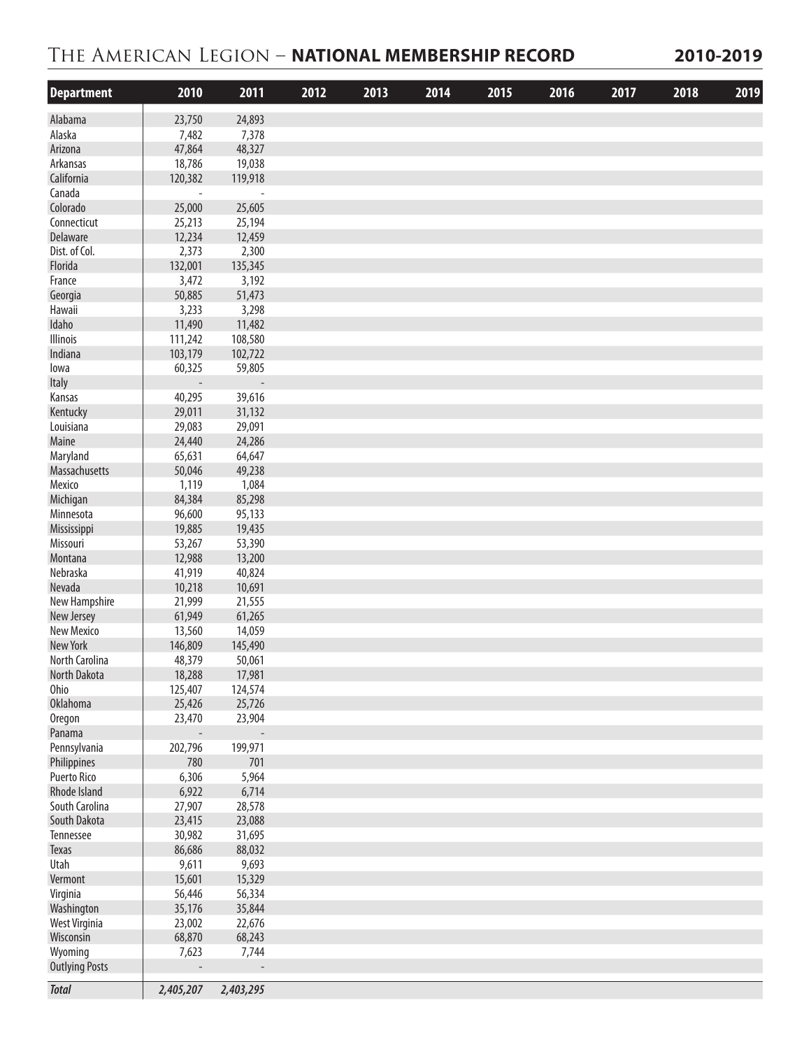# THE AMERICAN LEGION – NATIONAL MEMBERSHIP RECORD 2010-2019

| Department | 2010 | 2011 | 2012 | 2013 | 2014 | 2015 | 2016 | 2017 | 2018 | 2019 |
|---|---|---|---|---|---|---|---|---|---|---|
| Alabama | 23,750 | 24,893 | | | | | | | | |
| Alaska | 7,482 | 7,378 | | | | | | | | |
| Arizona | 47,864 | 48,327 | | | | | | | | |
| Arkansas | 18,786 | 19,038 | | | | | | | | |
| California | 120,382 | 119,918 | | | | | | | | |
| Canada | - | - | | | | | | | | |
| Colorado | 25,000 | 25,605 | | | | | | | | |
| Connecticut | 25,213 | 25,194 | | | | | | | | |
| Delaware | 12,234 | 12,459 | | | | | | | | |
| Dist. of Col. | 2,373 | 2,300 | | | | | | | | |
| Florida | 132,001 | 135,345 | | | | | | | | |
| France | 3,472 | 3,192 | | | | | | | | |
| Georgia | 50,885 | 51,473 | | | | | | | | |
| Hawaii | 3,233 | 3,298 | | | | | | | | |
| Idaho | 11,490 | 11,482 | | | | | | | | |
| Illinois | 111,242 | 108,580 | | | | | | | | |
| Indiana | 103,179 | 102,722 | | | | | | | | |
| Iowa | 60,325 | 59,805 | | | | | | | | |
| Italy | - | - | | | | | | | | |
| Kansas | 40,295 | 39,616 | | | | | | | | |
| Kentucky | 29,011 | 31,132 | | | | | | | | |
| Louisiana | 29,083 | 29,091 | | | | | | | | |
| Maine | 24,440 | 24,286 | | | | | | | | |
| Maryland | 65,631 | 64,647 | | | | | | | | |
| Massachusetts | 50,046 | 49,238 | | | | | | | | |
| Mexico | 1,119 | 1,084 | | | | | | | | |
| Michigan | 84,384 | 85,298 | | | | | | | | |
| Minnesota | 96,600 | 95,133 | | | | | | | | |
| Mississippi | 19,885 | 19,435 | | | | | | | | |
| Missouri | 53,267 | 53,390 | | | | | | | | |
| Montana | 12,988 | 13,200 | | | | | | | | |
| Nebraska | 41,919 | 40,824 | | | | | | | | |
| Nevada | 10,218 | 10,691 | | | | | | | | |
| New Hampshire | 21,999 | 21,555 | | | | | | | | |
| New Jersey | 61,949 | 61,265 | | | | | | | | |
| New Mexico | 13,560 | 14,059 | | | | | | | | |
| New York | 146,809 | 145,490 | | | | | | | | |
| North Carolina | 48,379 | 50,061 | | | | | | | | |
| North Dakota | 18,288 | 17,981 | | | | | | | | |
| Ohio | 125,407 | 124,574 | | | | | | | | |
| Oklahoma | 25,426 | 25,726 | | | | | | | | |
| Oregon | 23,470 | 23,904 | | | | | | | | |
| Panama | - | - | | | | | | | | |
| Pennsylvania | 202,796 | 199,971 | | | | | | | | |
| Philippines | 780 | 701 | | | | | | | | |
| Puerto Rico | 6,306 | 5,964 | | | | | | | | |
| Rhode Island | 6,922 | 6,714 | | | | | | | | |
| South Carolina | 27,907 | 28,578 | | | | | | | | |
| South Dakota | 23,415 | 23,088 | | | | | | | | |
| Tennessee | 30,982 | 31,695 | | | | | | | | |
| Texas | 86,686 | 88,032 | | | | | | | | |
| Utah | 9,611 | 9,693 | | | | | | | | |
| Vermont | 15,601 | 15,329 | | | | | | | | |
| Virginia | 56,446 | 56,334 | | | | | | | | |
| Washington | 35,176 | 35,844 | | | | | | | | |
| West Virginia | 23,002 | 22,676 | | | | | | | | |
| Wisconsin | 68,870 | 68,243 | | | | | | | | |
| Wyoming | 7,623 | 7,744 | | | | | | | | |
| Outlying Posts | - | - | | | | | | | | |
| ***Total*** | ***2,405,207*** | ***2,403,295*** | | | | | | | | |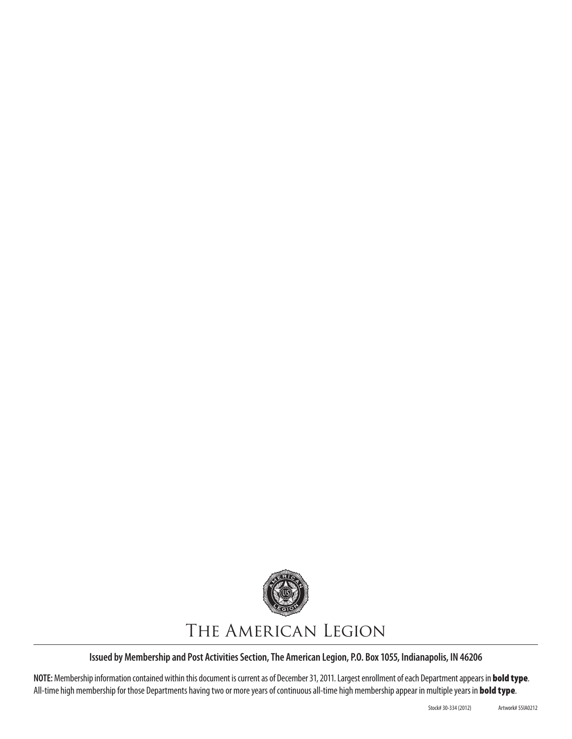The American Legion

**Issued by Membership and Post Activities Section, The American Legion, P.O. Box 1055, Indianapolis, IN 46206**

**NOTE:** Membership information contained within this document is current as of December 31, 2011. Largest enrollment of each Department appears in **bold type**. All-time high membership for those Departments having two or more years of continuous all-time high membership appear in multiple years in **bold type**.

Stock# 30-334 (2012) Artwork# 55IA0212